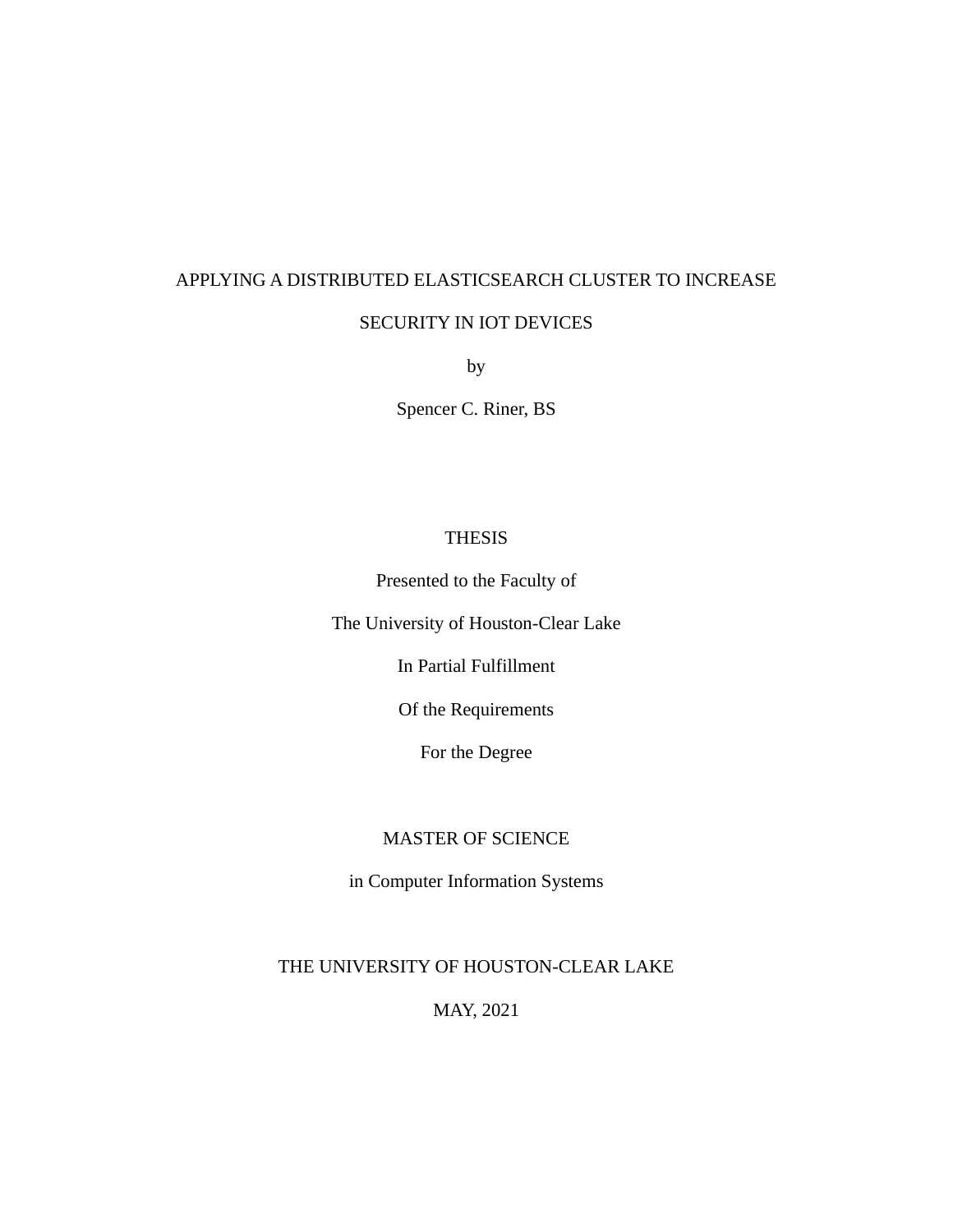# APPLYING A DISTRIBUTED ELASTICSEARCH CLUSTER TO INCREASE SECURITY IN IOT DEVICES

by

Spencer C. Riner, BS

THESIS

Presented to the Faculty of

The University of Houston-Clear Lake

In Partial Fulfillment

Of the Requirements

For the Degree

MASTER OF SCIENCE

in Computer Information Systems

THE UNIVERSITY OF HOUSTON-CLEAR LAKE

MAY, 2021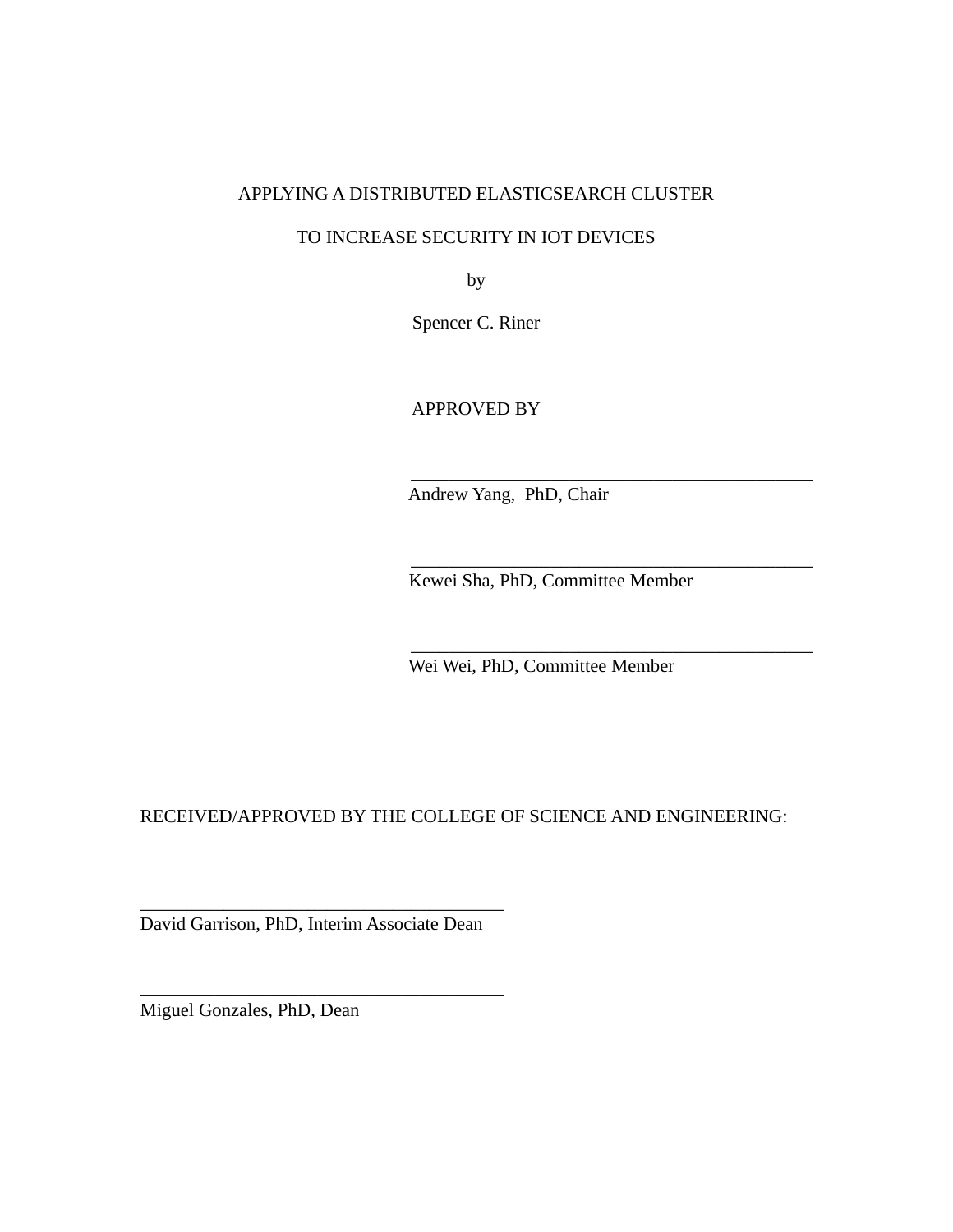APPLYING A DISTRIBUTED ELASTICSEARCH CLUSTER

TO INCREASE SECURITY IN IOT DEVICES

by

Spencer C. Riner

APPROVED BY

\_\_\_\_\_\_\_\_\_\_\_\_\_\_\_\_\_\_\_\_\_\_\_\_\_\_\_\_\_\_\_\_\_\_\_\_\_\_\_\_\_\_
Andrew Yang, PhD, Chair

\_\_\_\_\_\_\_\_\_\_\_\_\_\_\_\_\_\_\_\_\_\_\_\_\_\_\_\_\_\_\_\_\_\_\_\_\_\_\_\_\_\_
Kewei Sha, PhD, Committee Member

\_\_\_\_\_\_\_\_\_\_\_\_\_\_\_\_\_\_\_\_\_\_\_\_\_\_\_\_\_\_\_\_\_\_\_\_\_\_\_\_\_\_
Wei Wei, PhD, Committee Member

RECEIVED/APPROVED BY THE COLLEGE OF SCIENCE AND ENGINEERING:

\_\_\_\_\_\_\_\_\_\_\_\_\_\_\_\_\_\_\_\_\_\_\_\_\_\_\_\_\_\_\_\_\_\_\_\_\_\_\_\_
David Garrison, PhD, Interim Associate Dean

\_\_\_\_\_\_\_\_\_\_\_\_\_\_\_\_\_\_\_\_\_\_\_\_\_\_\_\_\_\_\_\_\_\_\_\_\_\_\_\_
Miguel Gonzales, PhD, Dean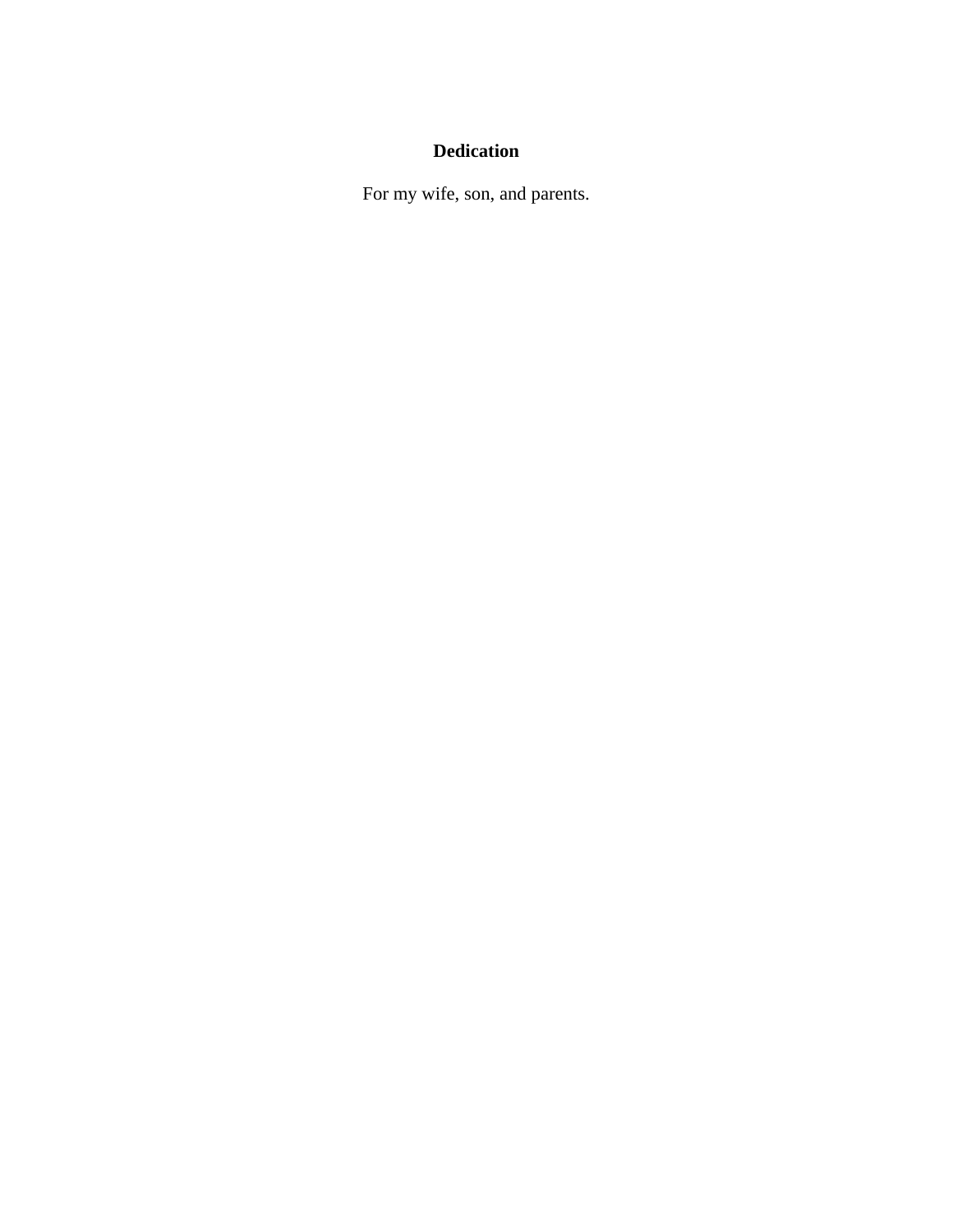# Dedication

For my wife, son, and parents.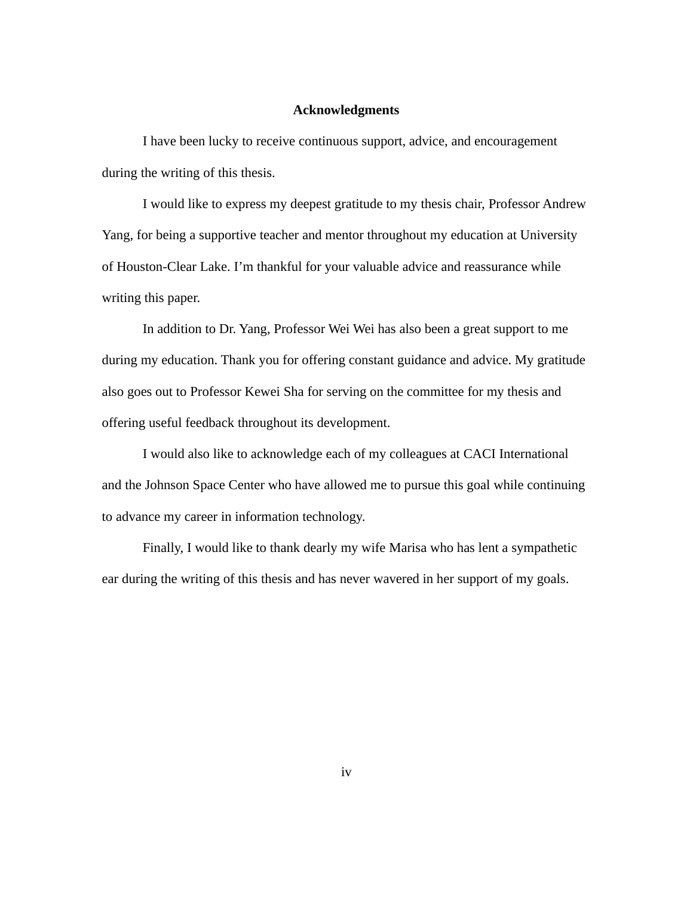# Acknowledgments

I have been lucky to receive continuous support, advice, and encouragement during the writing of this thesis.

I would like to express my deepest gratitude to my thesis chair, Professor Andrew Yang, for being a supportive teacher and mentor throughout my education at University of Houston-Clear Lake. I'm thankful for your valuable advice and reassurance while writing this paper.

In addition to Dr. Yang, Professor Wei Wei has also been a great support to me during my education. Thank you for offering constant guidance and advice. My gratitude also goes out to Professor Kewei Sha for serving on the committee for my thesis and offering useful feedback throughout its development.

I would also like to acknowledge each of my colleagues at CACI International and the Johnson Space Center who have allowed me to pursue this goal while continuing to advance my career in information technology.

Finally, I would like to thank dearly my wife Marisa who has lent a sympathetic ear during the writing of this thesis and has never wavered in her support of my goals.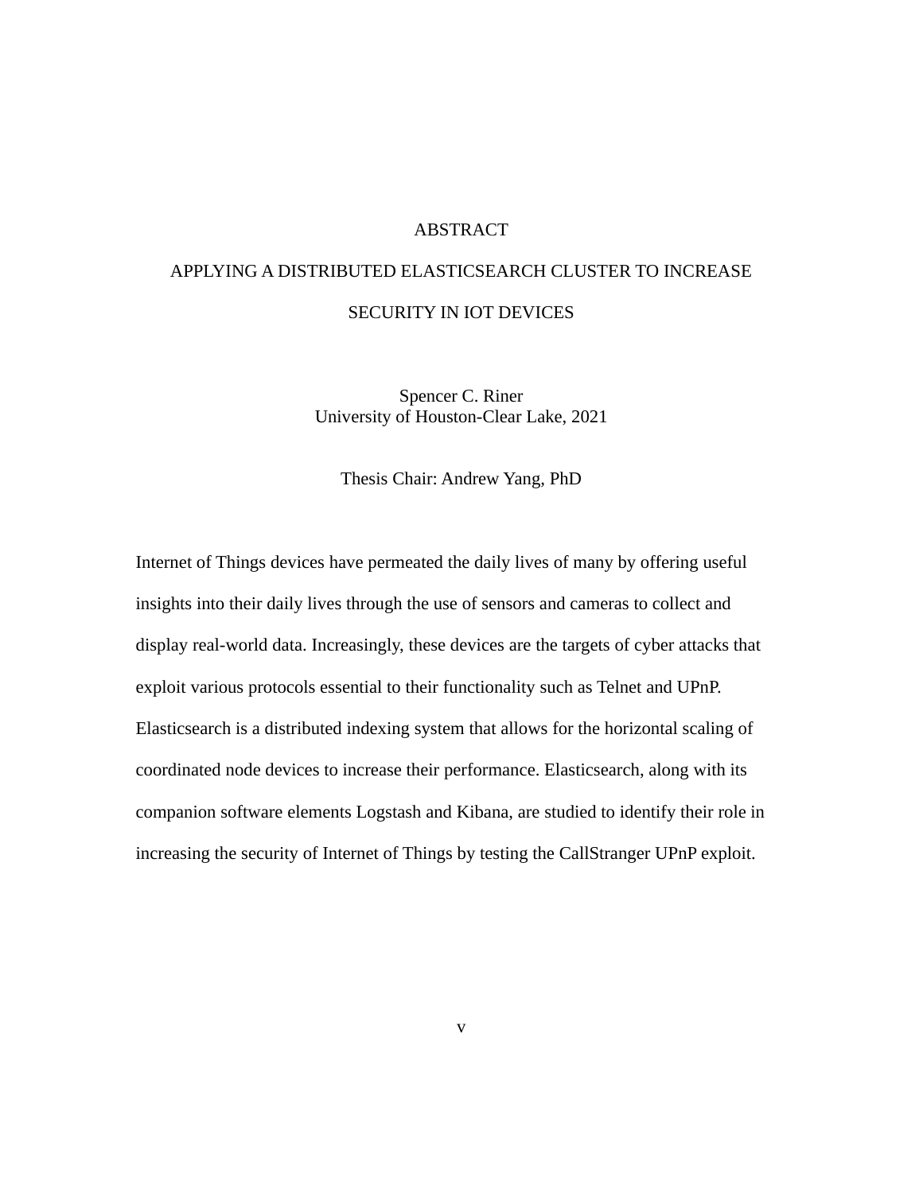# ABSTRACT

## APPLYING A DISTRIBUTED ELASTICSEARCH CLUSTER TO INCREASE SECURITY IN IOT DEVICES

Spencer C. Riner
University of Houston-Clear Lake, 2021

Thesis Chair: Andrew Yang, PhD

Internet of Things devices have permeated the daily lives of many by offering useful insights into their daily lives through the use of sensors and cameras to collect and display real-world data. Increasingly, these devices are the targets of cyber attacks that exploit various protocols essential to their functionality such as Telnet and UPnP. Elasticsearch is a distributed indexing system that allows for the horizontal scaling of coordinated node devices to increase their performance. Elasticsearch, along with its companion software elements Logstash and Kibana, are studied to identify their role in increasing the security of Internet of Things by testing the CallStranger UPnP exploit.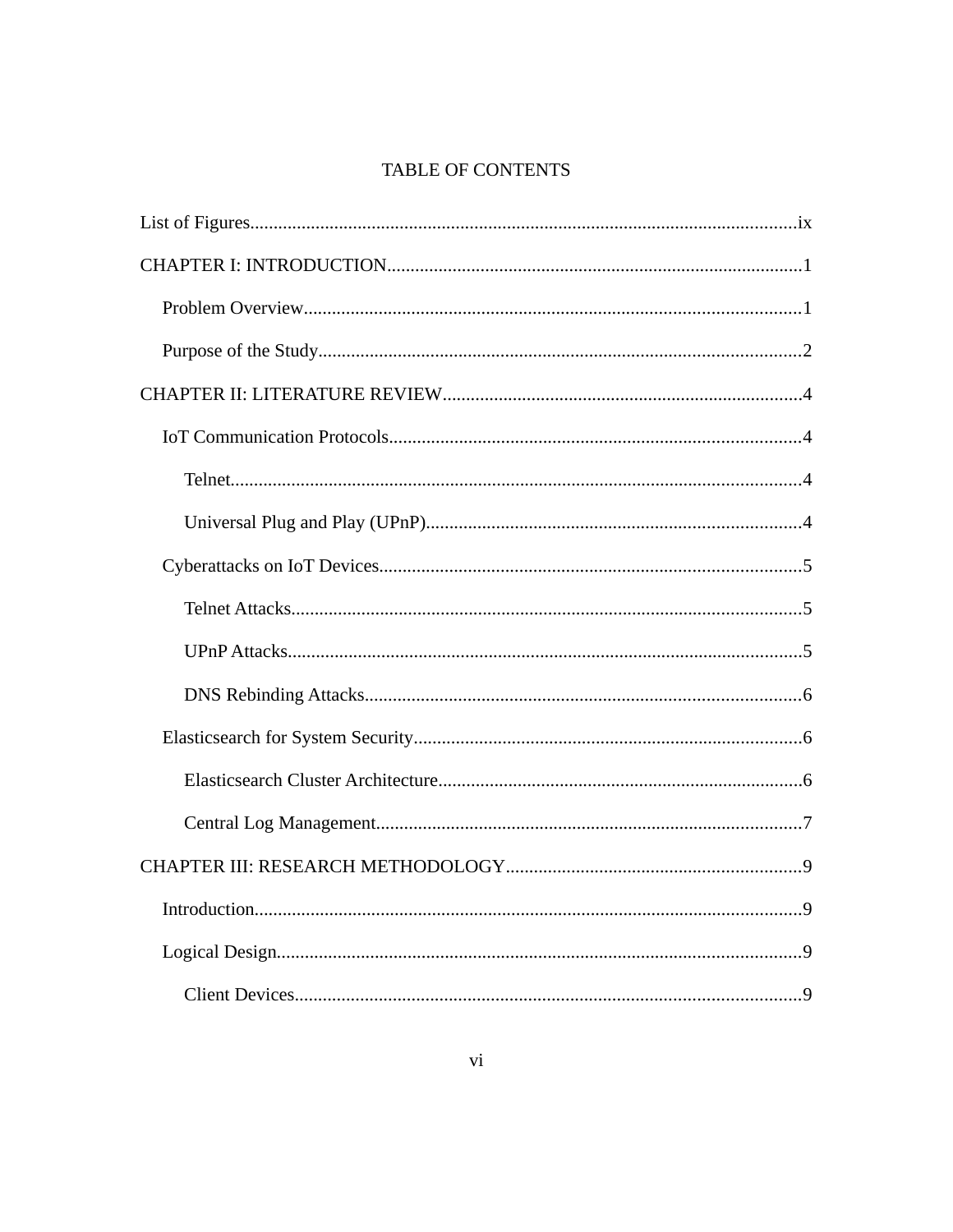# TABLE OF CONTENTS

List of Figures....................................................................................................................ix

CHAPTER I: INTRODUCTION.......................................................................................1

- Problem Overview.........................................................................................................1
- Purpose of the Study......................................................................................................2

CHAPTER II: LITERATURE REVIEW...........................................................................4

- IoT Communication Protocols.......................................................................................4
  - Telnet.........................................................................................................................4
  - Universal Plug and Play (UPnP)...............................................................................4
- Cyberattacks on IoT Devices.........................................................................................5
  - Telnet Attacks............................................................................................................5
  - UPnP Attacks.............................................................................................................5
  - DNS Rebinding Attacks............................................................................................6
- Elasticsearch for System Security..................................................................................6
  - Elasticsearch Cluster Architecture.............................................................................6
  - Central Log Management..........................................................................................7

CHAPTER III: RESEARCH METHODOLOGY..............................................................9

- Introduction...................................................................................................................9
- Logical Design...............................................................................................................9
  - Client Devices...........................................................................................................9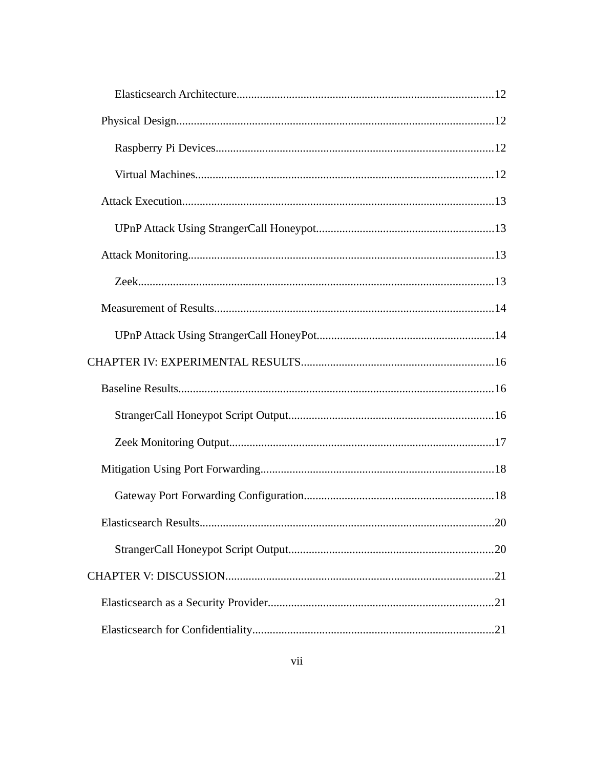Elasticsearch Architecture....................................................................................12

Physical Design...........................................................................................................12

Raspberry Pi Devices............................................................................................12

Virtual Machines....................................................................................................12

Attack Execution.........................................................................................................13

UPnP Attack Using StrangerCall Honeypot...........................................................13

Attack Monitoring.......................................................................................................13

Zeek........................................................................................................................13

Measurement of Results.............................................................................................14

UPnP Attack Using StrangerCall HoneyPot...........................................................14

CHAPTER IV: EXPERIMENTAL RESULTS.................................................................16

Baseline Results..........................................................................................................16

StrangerCall Honeypot Script Output....................................................................16

Zeek Monitoring Output........................................................................................17

Mitigation Using Port Forwarding..............................................................................18

Gateway Port Forwarding Configuration...............................................................18

Elasticsearch Results...................................................................................................20

StrangerCall Honeypot Script Output....................................................................20

CHAPTER V: DISCUSSION...........................................................................................21

Elasticsearch as a Security Provider...........................................................................21

Elasticsearch for Confidentiality.................................................................................21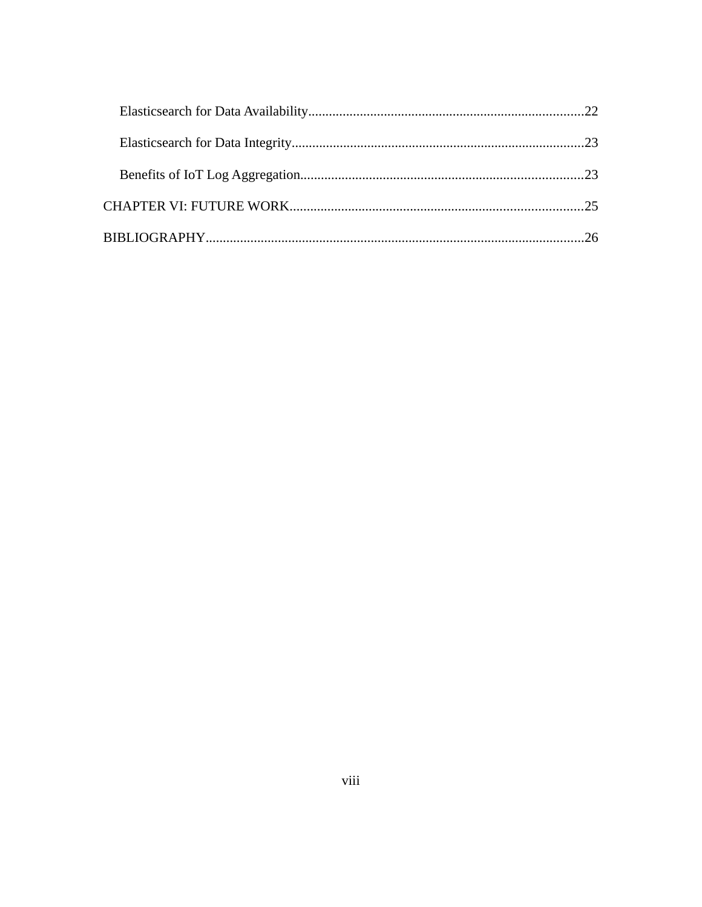Elasticsearch for Data Availability....................................................................................22

Elasticsearch for Data Integrity.........................................................................................23

Benefits of IoT Log Aggregation.......................................................................................23

CHAPTER VI: FUTURE WORK..........................................................................................25

BIBLIOGRAPHY.................................................................................................................26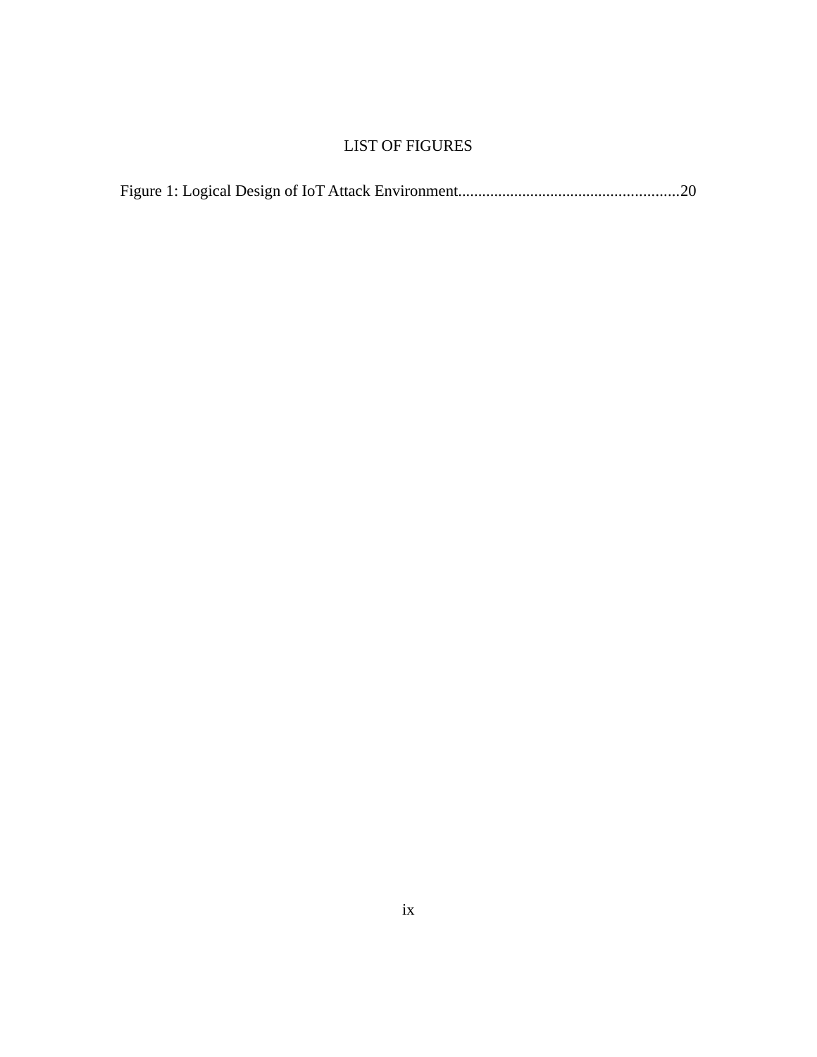# LIST OF FIGURES

Figure 1: Logical Design of IoT Attack Environment.......................................................20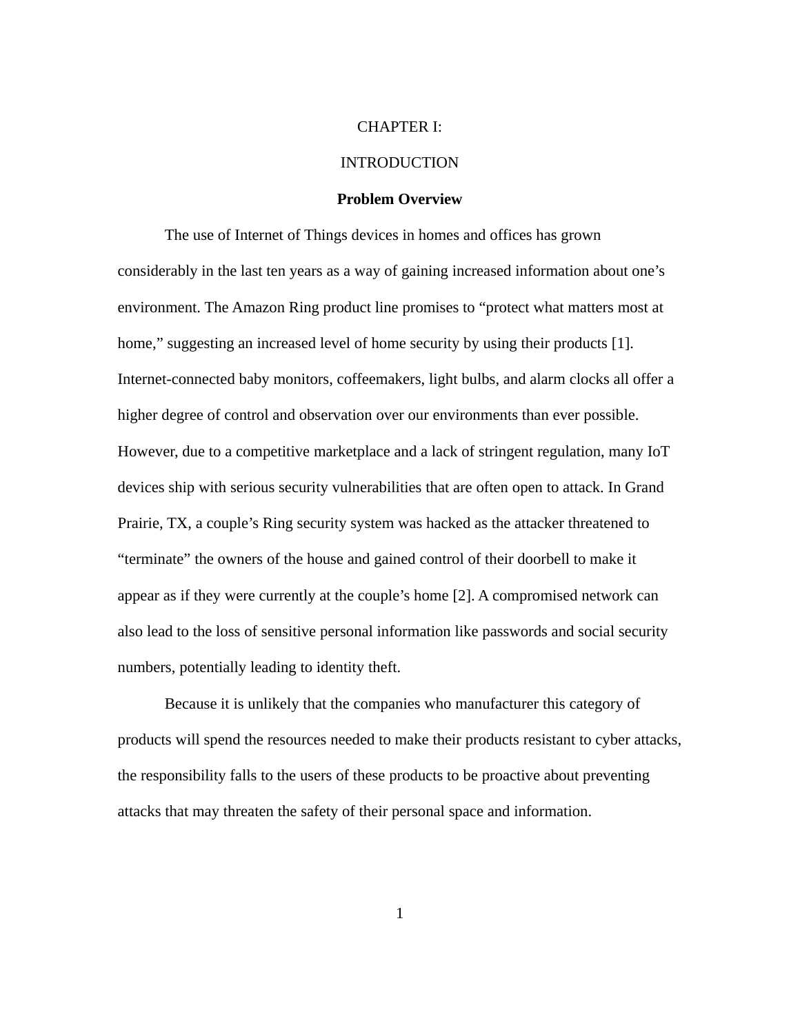# CHAPTER I:

# INTRODUCTION

## Problem Overview

The use of Internet of Things devices in homes and offices has grown considerably in the last ten years as a way of gaining increased information about one's environment. The Amazon Ring product line promises to "protect what matters most at home," suggesting an increased level of home security by using their products [1]. Internet-connected baby monitors, coffeemakers, light bulbs, and alarm clocks all offer a higher degree of control and observation over our environments than ever possible. However, due to a competitive marketplace and a lack of stringent regulation, many IoT devices ship with serious security vulnerabilities that are often open to attack. In Grand Prairie, TX, a couple's Ring security system was hacked as the attacker threatened to "terminate" the owners of the house and gained control of their doorbell to make it appear as if they were currently at the couple's home [2]. A compromised network can also lead to the loss of sensitive personal information like passwords and social security numbers, potentially leading to identity theft.

Because it is unlikely that the companies who manufacturer this category of products will spend the resources needed to make their products resistant to cyber attacks, the responsibility falls to the users of these products to be proactive about preventing attacks that may threaten the safety of their personal space and information.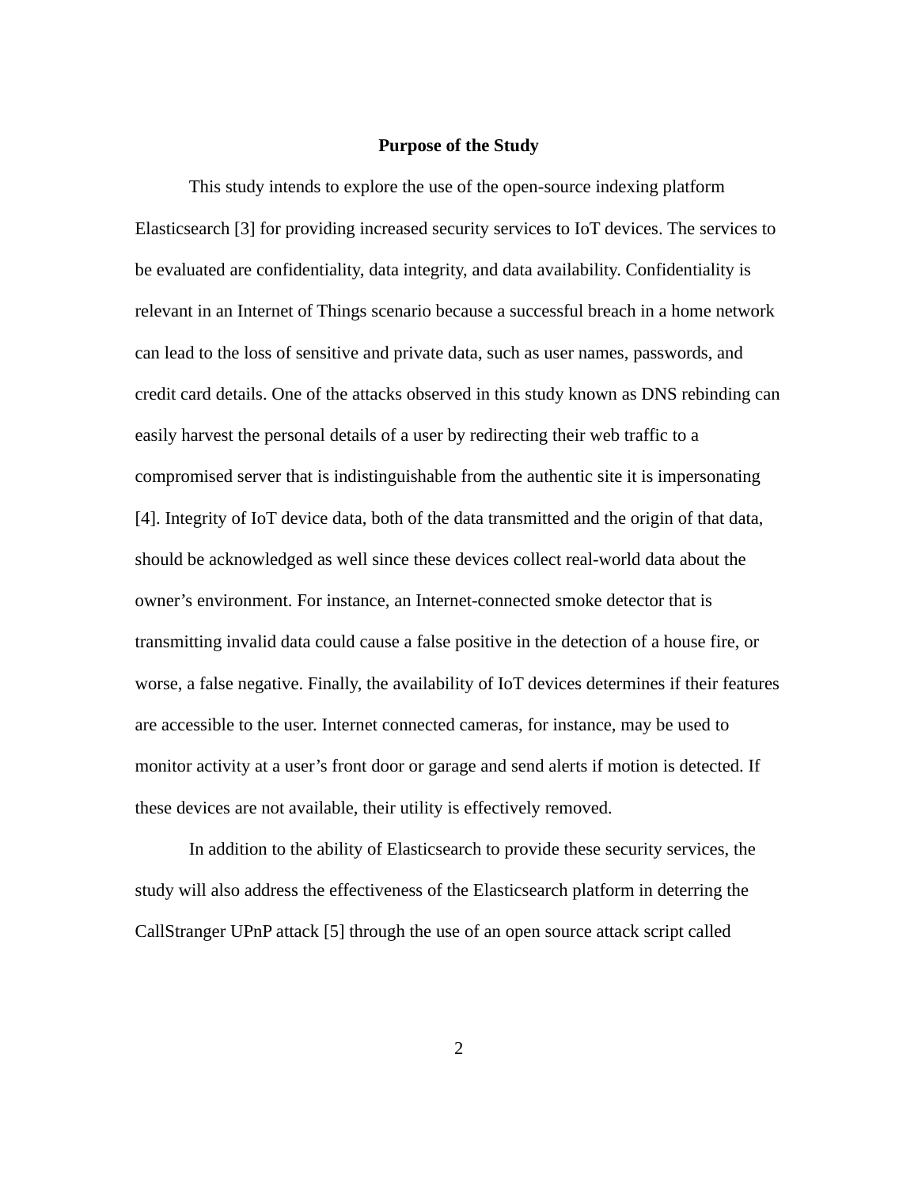## Purpose of the Study

This study intends to explore the use of the open-source indexing platform Elasticsearch [3] for providing increased security services to IoT devices. The services to be evaluated are confidentiality, data integrity, and data availability. Confidentiality is relevant in an Internet of Things scenario because a successful breach in a home network can lead to the loss of sensitive and private data, such as user names, passwords, and credit card details. One of the attacks observed in this study known as DNS rebinding can easily harvest the personal details of a user by redirecting their web traffic to a compromised server that is indistinguishable from the authentic site it is impersonating [4]. Integrity of IoT device data, both of the data transmitted and the origin of that data, should be acknowledged as well since these devices collect real-world data about the owner's environment. For instance, an Internet-connected smoke detector that is transmitting invalid data could cause a false positive in the detection of a house fire, or worse, a false negative. Finally, the availability of IoT devices determines if their features are accessible to the user. Internet connected cameras, for instance, may be used to monitor activity at a user's front door or garage and send alerts if motion is detected. If these devices are not available, their utility is effectively removed.

In addition to the ability of Elasticsearch to provide these security services, the study will also address the effectiveness of the Elasticsearch platform in deterring the CallStranger UPnP attack [5] through the use of an open source attack script called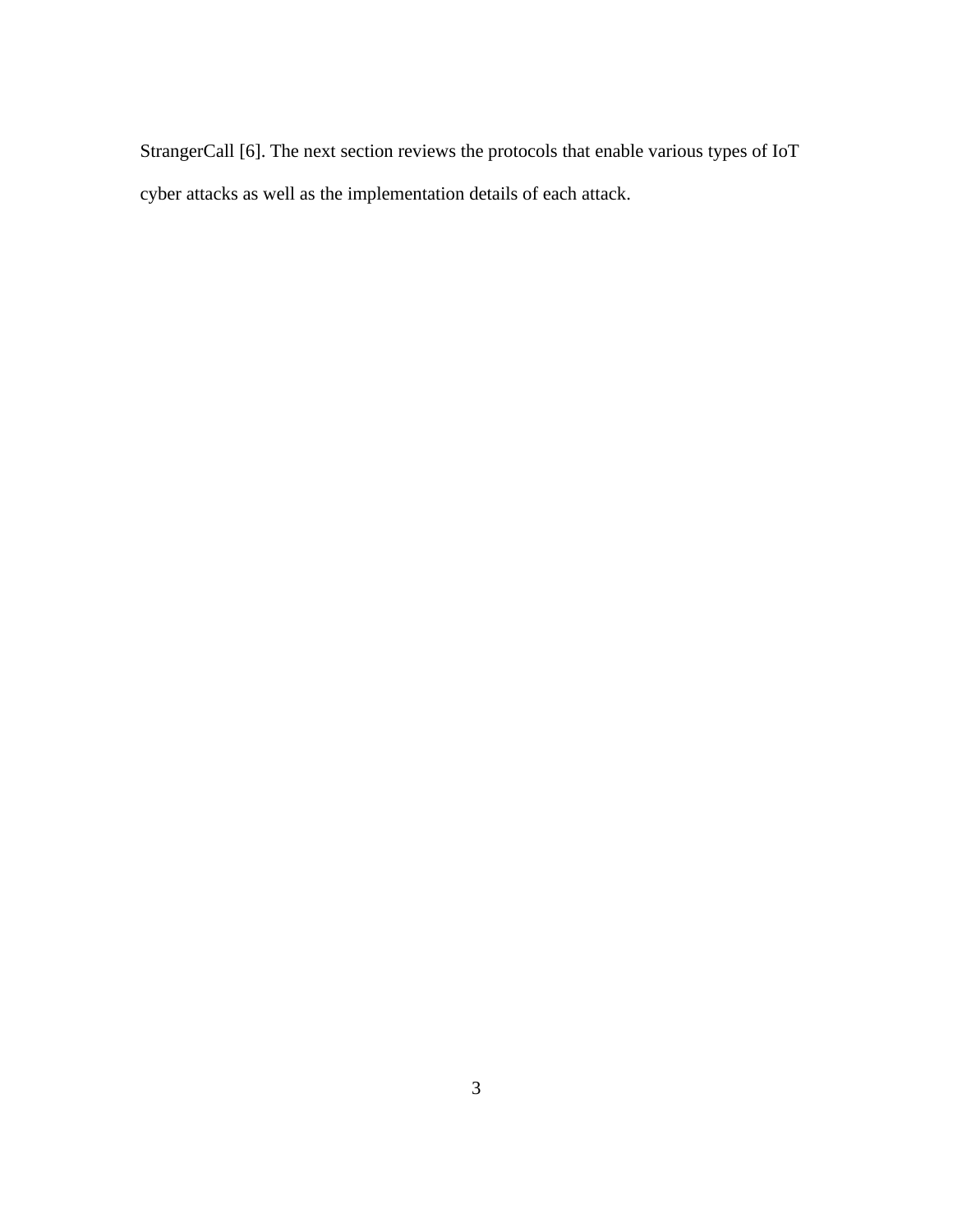StrangerCall [6]. The next section reviews the protocols that enable various types of IoT cyber attacks as well as the implementation details of each attack.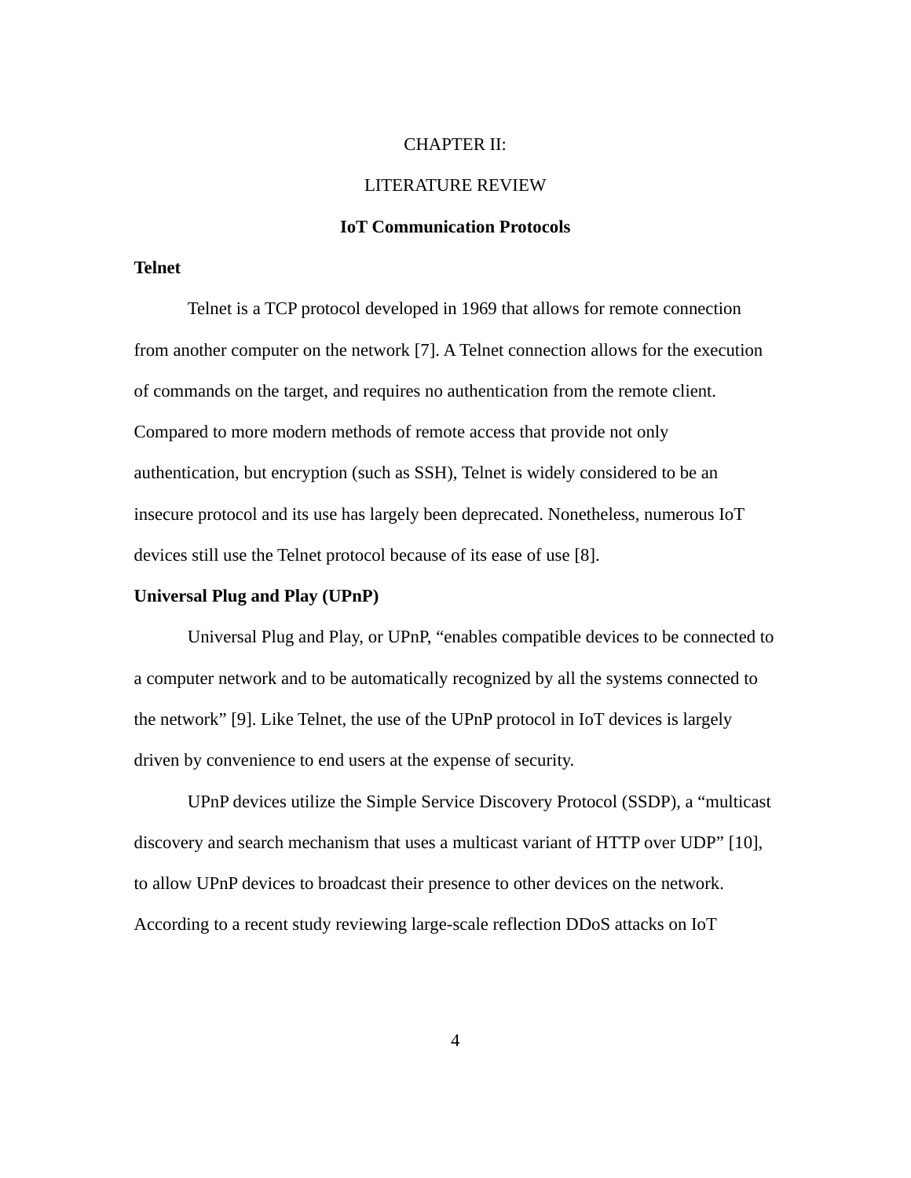# CHAPTER II:

# LITERATURE REVIEW

## IoT Communication Protocols

### Telnet

Telnet is a TCP protocol developed in 1969 that allows for remote connection from another computer on the network [7]. A Telnet connection allows for the execution of commands on the target, and requires no authentication from the remote client. Compared to more modern methods of remote access that provide not only authentication, but encryption (such as SSH), Telnet is widely considered to be an insecure protocol and its use has largely been deprecated. Nonetheless, numerous IoT devices still use the Telnet protocol because of its ease of use [8].

### Universal Plug and Play (UPnP)

Universal Plug and Play, or UPnP, "enables compatible devices to be connected to a computer network and to be automatically recognized by all the systems connected to the network" [9]. Like Telnet, the use of the UPnP protocol in IoT devices is largely driven by convenience to end users at the expense of security.

UPnP devices utilize the Simple Service Discovery Protocol (SSDP), a "multicast discovery and search mechanism that uses a multicast variant of HTTP over UDP" [10], to allow UPnP devices to broadcast their presence to other devices on the network. According to a recent study reviewing large-scale reflection DDoS attacks on IoT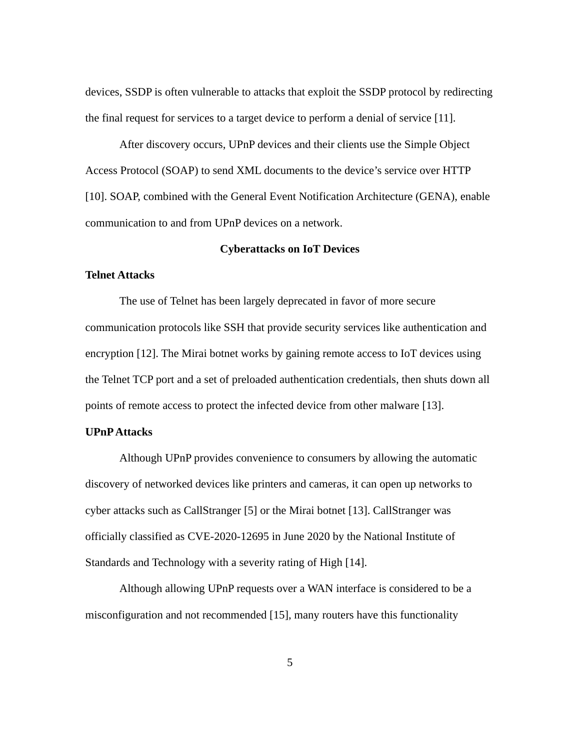devices, SSDP is often vulnerable to attacks that exploit the SSDP protocol by redirecting the final request for services to a target device to perform a denial of service [11].

After discovery occurs, UPnP devices and their clients use the Simple Object Access Protocol (SOAP) to send XML documents to the device's service over HTTP [10]. SOAP, combined with the General Event Notification Architecture (GENA), enable communication to and from UPnP devices on a network.

## Cyberattacks on IoT Devices

### Telnet Attacks

The use of Telnet has been largely deprecated in favor of more secure communication protocols like SSH that provide security services like authentication and encryption [12]. The Mirai botnet works by gaining remote access to IoT devices using the Telnet TCP port and a set of preloaded authentication credentials, then shuts down all points of remote access to protect the infected device from other malware [13].

### UPnP Attacks

Although UPnP provides convenience to consumers by allowing the automatic discovery of networked devices like printers and cameras, it can open up networks to cyber attacks such as CallStranger [5] or the Mirai botnet [13]. CallStranger was officially classified as CVE-2020-12695 in June 2020 by the National Institute of Standards and Technology with a severity rating of High [14].

Although allowing UPnP requests over a WAN interface is considered to be a misconfiguration and not recommended [15], many routers have this functionality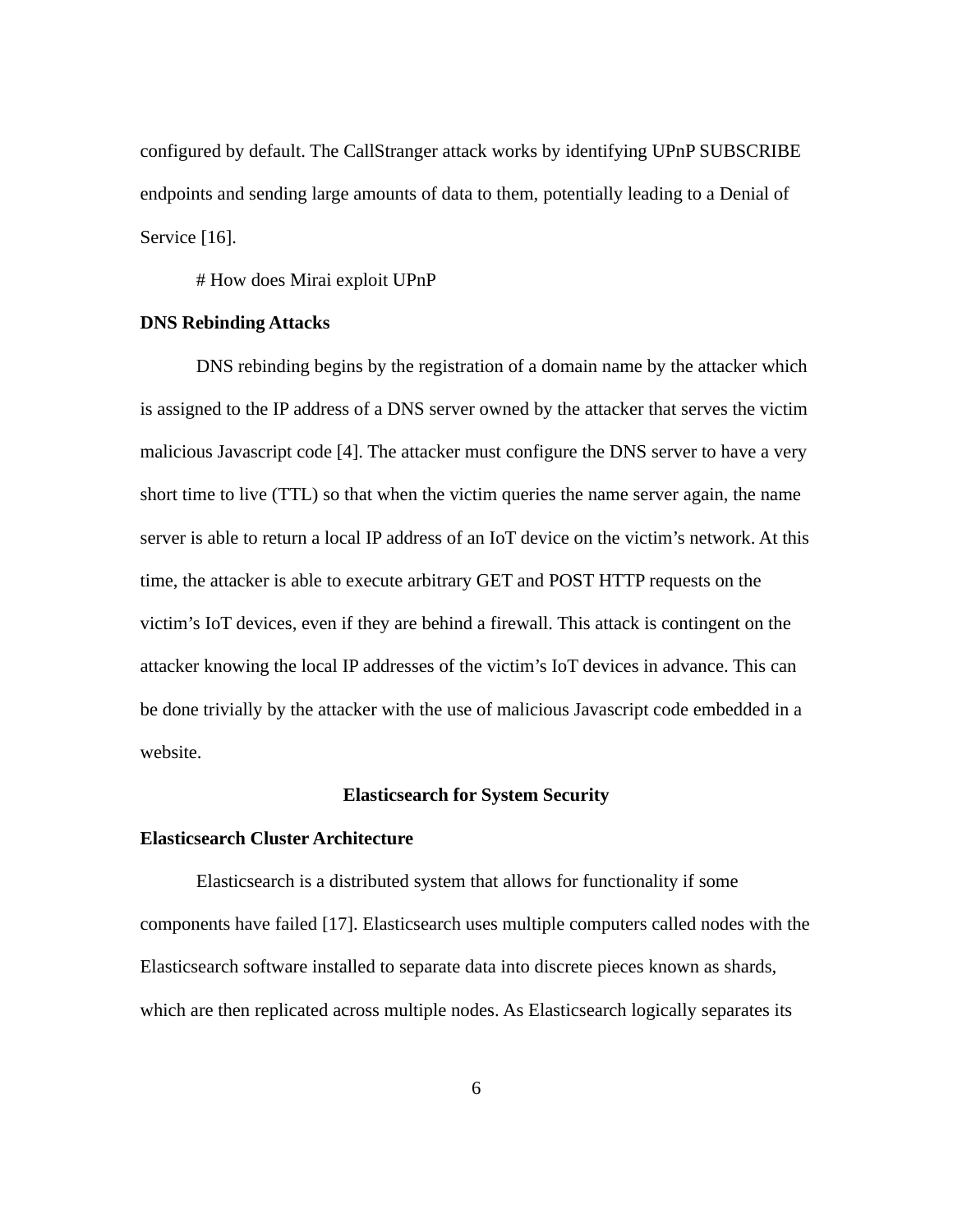configured by default. The CallStranger attack works by identifying UPnP SUBSCRIBE endpoints and sending large amounts of data to them, potentially leading to a Denial of Service [16].

# How does Mirai exploit UPnP

**DNS Rebinding Attacks**

DNS rebinding begins by the registration of a domain name by the attacker which is assigned to the IP address of a DNS server owned by the attacker that serves the victim malicious Javascript code [4]. The attacker must configure the DNS server to have a very short time to live (TTL) so that when the victim queries the name server again, the name server is able to return a local IP address of an IoT device on the victim's network. At this time, the attacker is able to execute arbitrary GET and POST HTTP requests on the victim's IoT devices, even if they are behind a firewall. This attack is contingent on the attacker knowing the local IP addresses of the victim's IoT devices in advance. This can be done trivially by the attacker with the use of malicious Javascript code embedded in a website.

## Elasticsearch for System Security

### Elasticsearch Cluster Architecture

Elasticsearch is a distributed system that allows for functionality if some components have failed [17]. Elasticsearch uses multiple computers called nodes with the Elasticsearch software installed to separate data into discrete pieces known as shards, which are then replicated across multiple nodes. As Elasticsearch logically separates its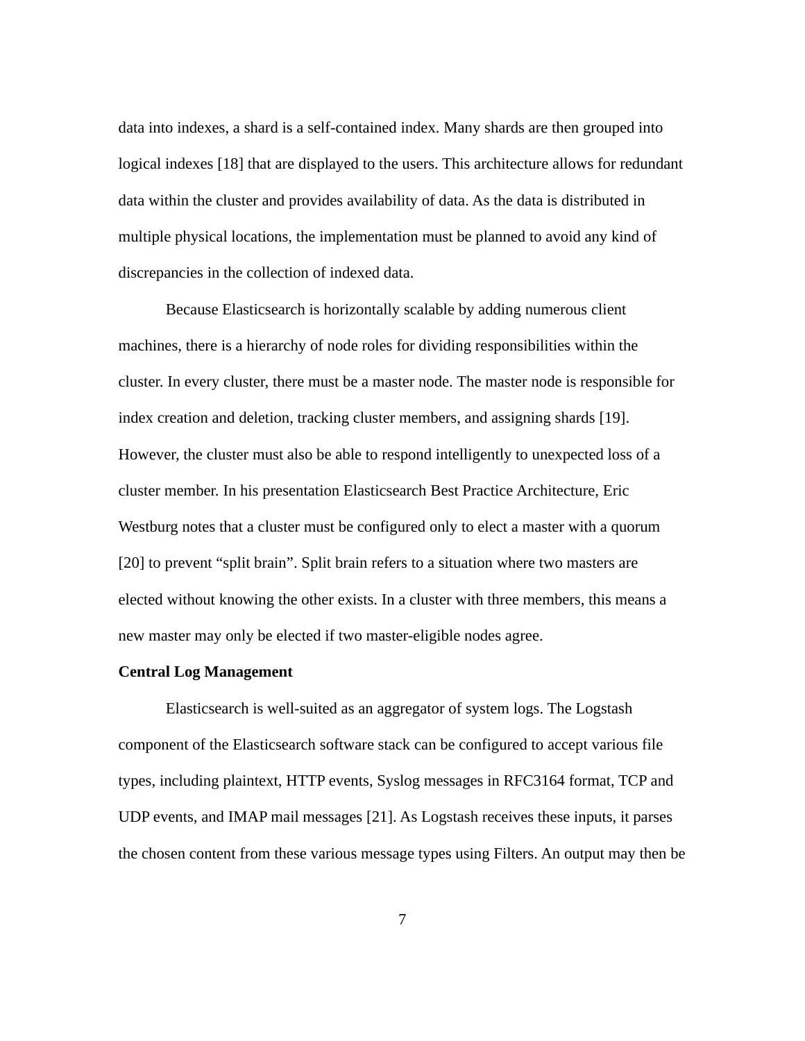data into indexes, a shard is a self-contained index. Many shards are then grouped into logical indexes [18] that are displayed to the users. This architecture allows for redundant data within the cluster and provides availability of data. As the data is distributed in multiple physical locations, the implementation must be planned to avoid any kind of discrepancies in the collection of indexed data.

Because Elasticsearch is horizontally scalable by adding numerous client machines, there is a hierarchy of node roles for dividing responsibilities within the cluster. In every cluster, there must be a master node. The master node is responsible for index creation and deletion, tracking cluster members, and assigning shards [19]. However, the cluster must also be able to respond intelligently to unexpected loss of a cluster member. In his presentation Elasticsearch Best Practice Architecture, Eric Westburg notes that a cluster must be configured only to elect a master with a quorum [20] to prevent "split brain". Split brain refers to a situation where two masters are elected without knowing the other exists. In a cluster with three members, this means a new master may only be elected if two master-eligible nodes agree.

**Central Log Management**

Elasticsearch is well-suited as an aggregator of system logs. The Logstash component of the Elasticsearch software stack can be configured to accept various file types, including plaintext, HTTP events, Syslog messages in RFC3164 format, TCP and UDP events, and IMAP mail messages [21]. As Logstash receives these inputs, it parses the chosen content from these various message types using Filters. An output may then be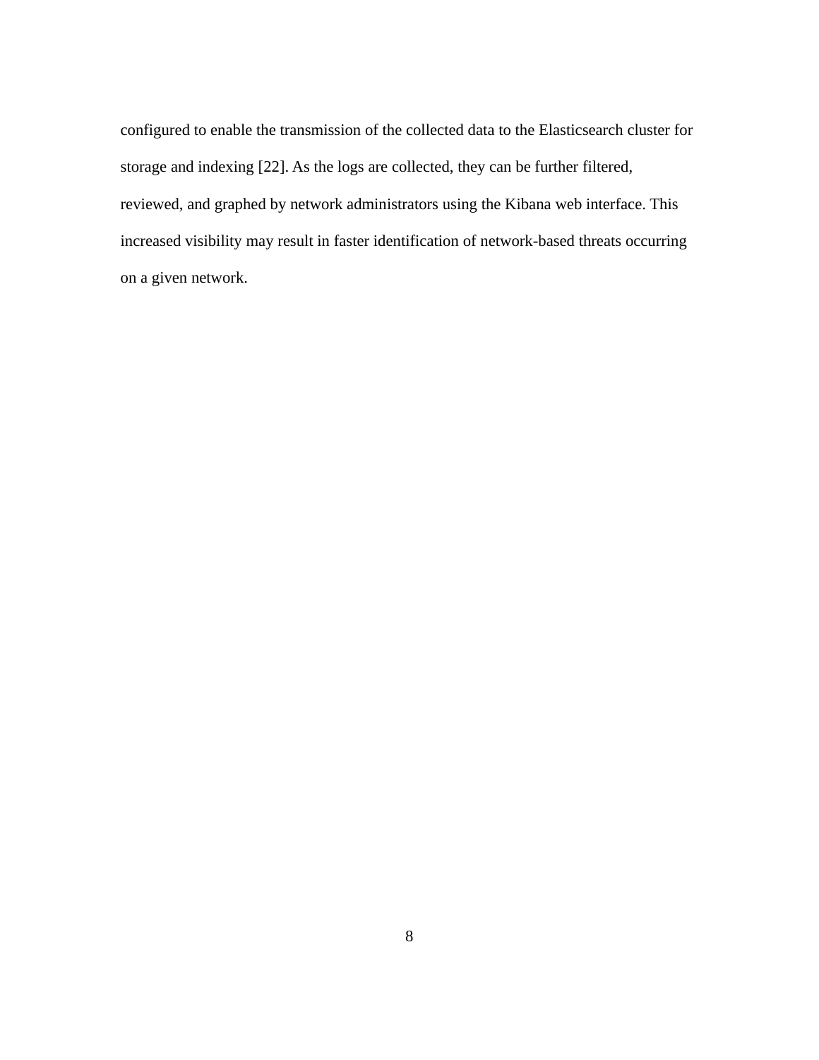configured to enable the transmission of the collected data to the Elasticsearch cluster for storage and indexing [22]. As the logs are collected, they can be further filtered, reviewed, and graphed by network administrators using the Kibana web interface. This increased visibility may result in faster identification of network-based threats occurring on a given network.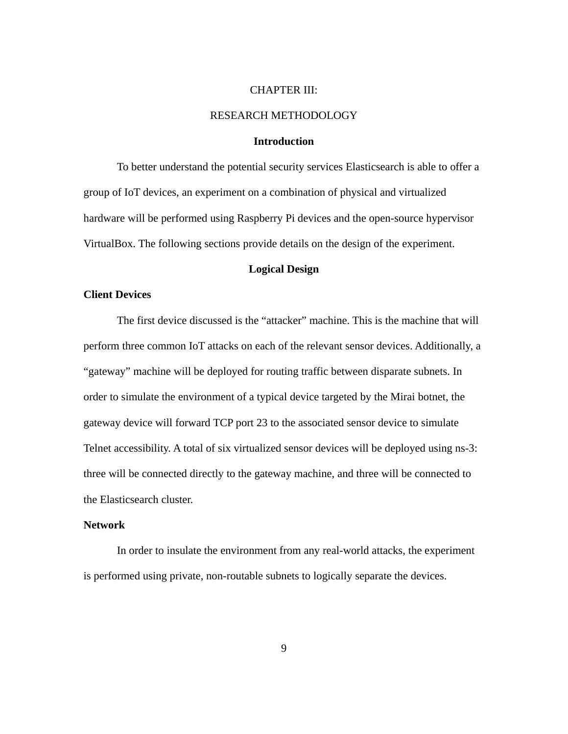# CHAPTER III:

# RESEARCH METHODOLOGY

## Introduction

To better understand the potential security services Elasticsearch is able to offer a group of IoT devices, an experiment on a combination of physical and virtualized hardware will be performed using Raspberry Pi devices and the open-source hypervisor VirtualBox. The following sections provide details on the design of the experiment.

## Logical Design

### Client Devices

The first device discussed is the “attacker” machine. This is the machine that will perform three common IoT attacks on each of the relevant sensor devices. Additionally, a “gateway” machine will be deployed for routing traffic between disparate subnets. In order to simulate the environment of a typical device targeted by the Mirai botnet, the gateway device will forward TCP port 23 to the associated sensor device to simulate Telnet accessibility. A total of six virtualized sensor devices will be deployed using ns-3: three will be connected directly to the gateway machine, and three will be connected to the Elasticsearch cluster.

### Network

In order to insulate the environment from any real-world attacks, the experiment is performed using private, non-routable subnets to logically separate the devices.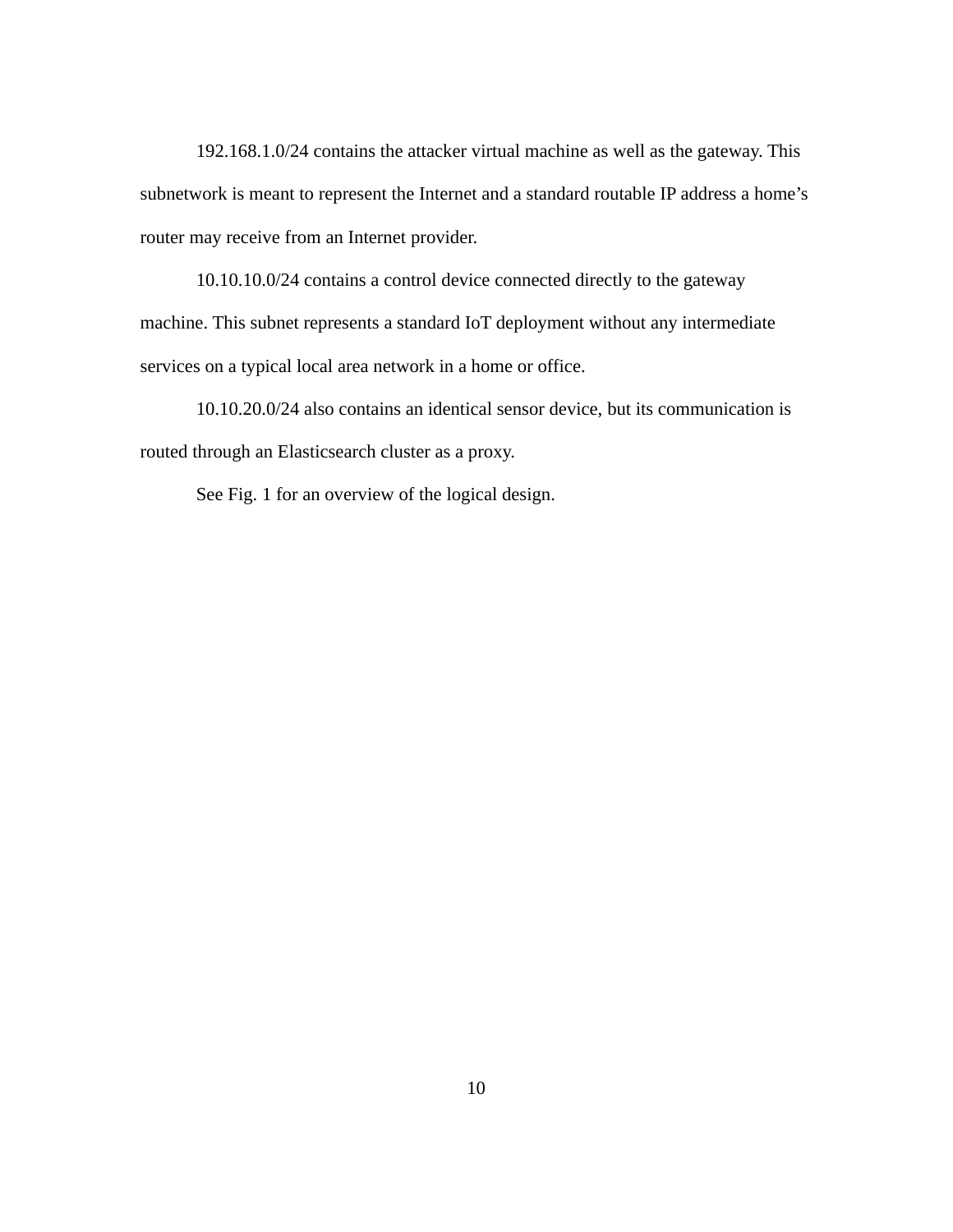192.168.1.0/24 contains the attacker virtual machine as well as the gateway. This subnetwork is meant to represent the Internet and a standard routable IP address a home's router may receive from an Internet provider.

10.10.10.0/24 contains a control device connected directly to the gateway machine. This subnet represents a standard IoT deployment without any intermediate services on a typical local area network in a home or office.

10.10.20.0/24 also contains an identical sensor device, but its communication is routed through an Elasticsearch cluster as a proxy.

See Fig. 1 for an overview of the logical design.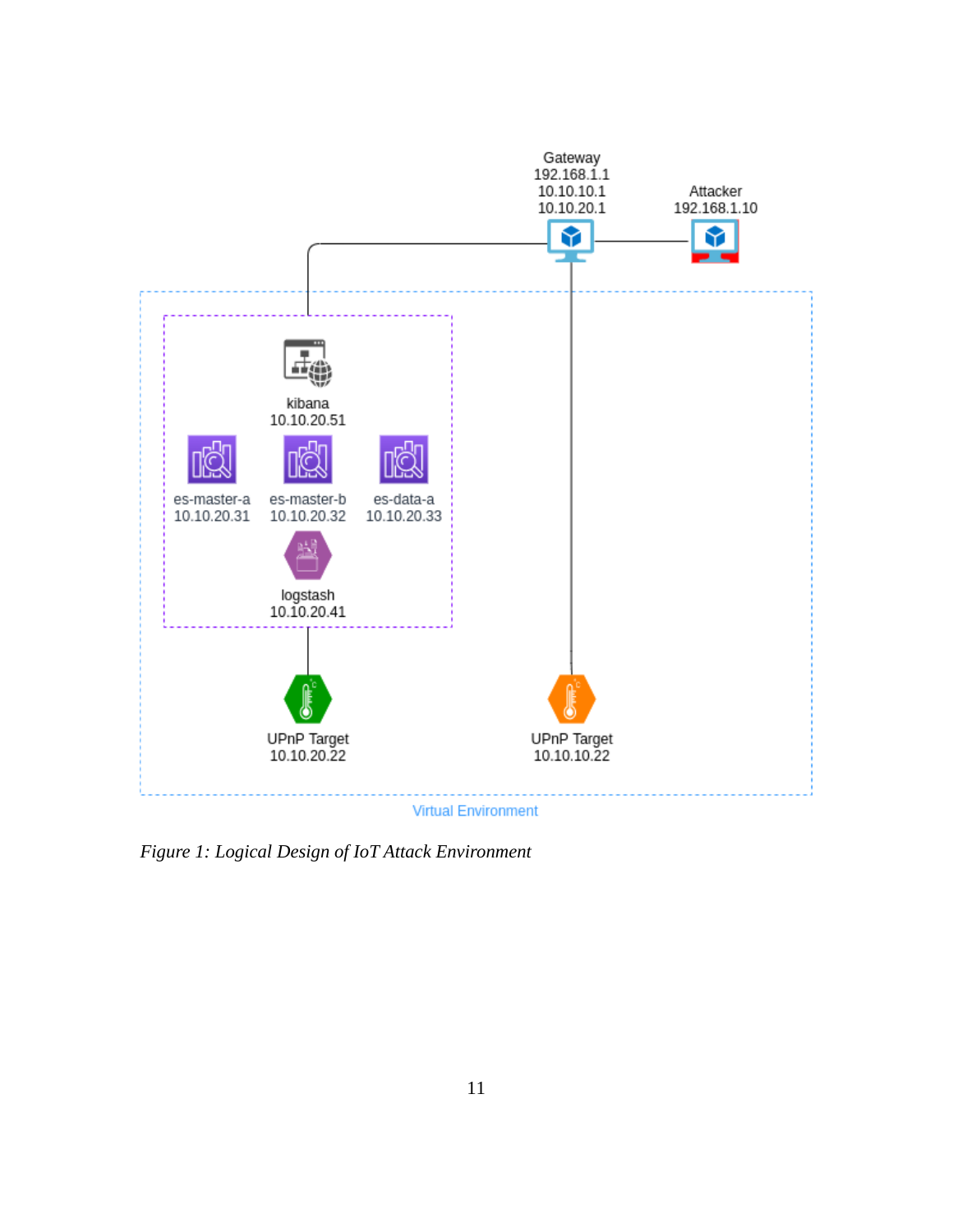Gateway
192.168.1.1
10.10.10.1
10.10.20.1

Attacker
192.168.1.10

kibana
10.10.20.51

es-master-a
10.10.20.31

es-master-b
10.10.20.32

es-data-a
10.10.20.33

logstash
10.10.20.41

UPnP Target
10.10.20.22

UPnP Target
10.10.10.22

Virtual Environment

*Figure 1: Logical Design of IoT Attack Environment*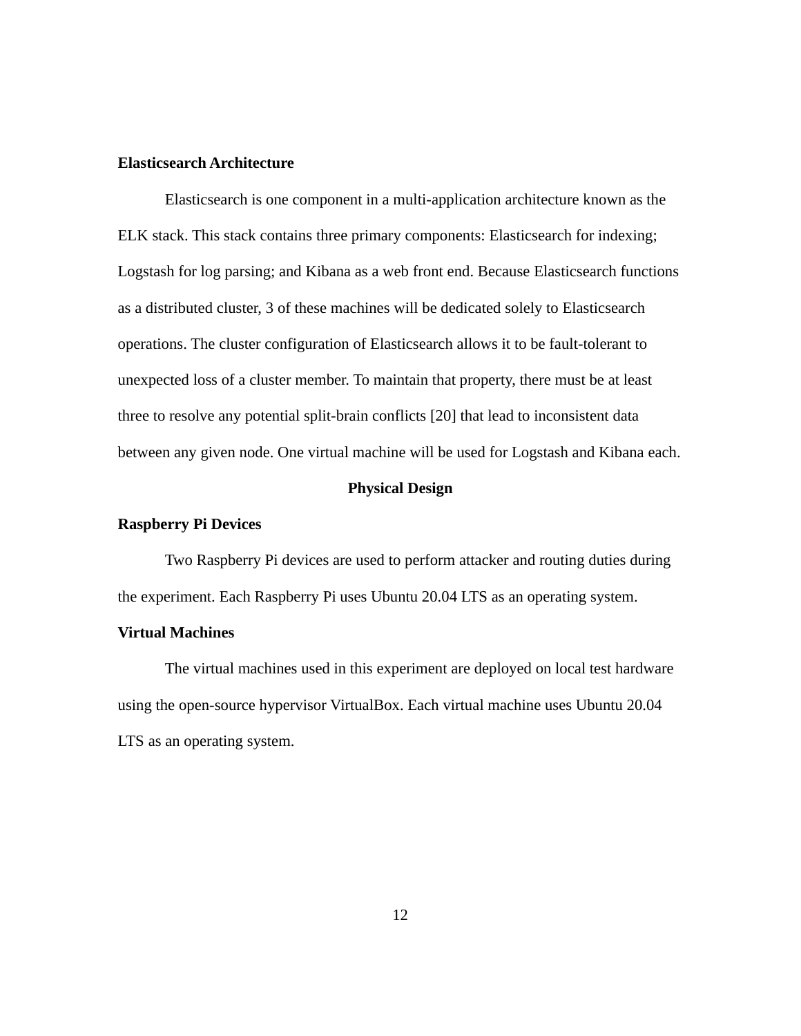### Elasticsearch Architecture

Elasticsearch is one component in a multi-application architecture known as the ELK stack. This stack contains three primary components: Elasticsearch for indexing; Logstash for log parsing; and Kibana as a web front end. Because Elasticsearch functions as a distributed cluster, 3 of these machines will be dedicated solely to Elasticsearch operations. The cluster configuration of Elasticsearch allows it to be fault-tolerant to unexpected loss of a cluster member. To maintain that property, there must be at least three to resolve any potential split-brain conflicts [20] that lead to inconsistent data between any given node. One virtual machine will be used for Logstash and Kibana each.

## Physical Design

### Raspberry Pi Devices

Two Raspberry Pi devices are used to perform attacker and routing duties during the experiment. Each Raspberry Pi uses Ubuntu 20.04 LTS as an operating system.

### Virtual Machines

The virtual machines used in this experiment are deployed on local test hardware using the open-source hypervisor VirtualBox. Each virtual machine uses Ubuntu 20.04 LTS as an operating system.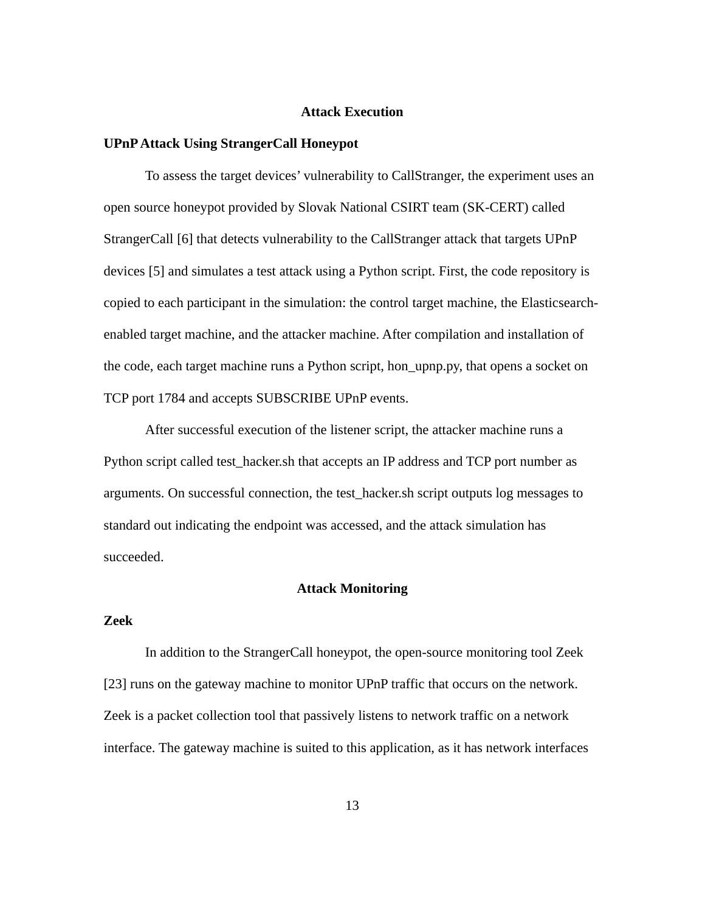## Attack Execution

### UPnP Attack Using StrangerCall Honeypot

To assess the target devices' vulnerability to CallStranger, the experiment uses an open source honeypot provided by Slovak National CSIRT team (SK-CERT) called StrangerCall [6] that detects vulnerability to the CallStranger attack that targets UPnP devices [5] and simulates a test attack using a Python script. First, the code repository is copied to each participant in the simulation: the control target machine, the Elasticsearch-enabled target machine, and the attacker machine. After compilation and installation of the code, each target machine runs a Python script, hon_upnp.py, that opens a socket on TCP port 1784 and accepts SUBSCRIBE UPnP events.

After successful execution of the listener script, the attacker machine runs a Python script called test_hacker.sh that accepts an IP address and TCP port number as arguments. On successful connection, the test_hacker.sh script outputs log messages to standard out indicating the endpoint was accessed, and the attack simulation has succeeded.

## Attack Monitoring

### Zeek

In addition to the StrangerCall honeypot, the open-source monitoring tool Zeek [23] runs on the gateway machine to monitor UPnP traffic that occurs on the network. Zeek is a packet collection tool that passively listens to network traffic on a network interface. The gateway machine is suited to this application, as it has network interfaces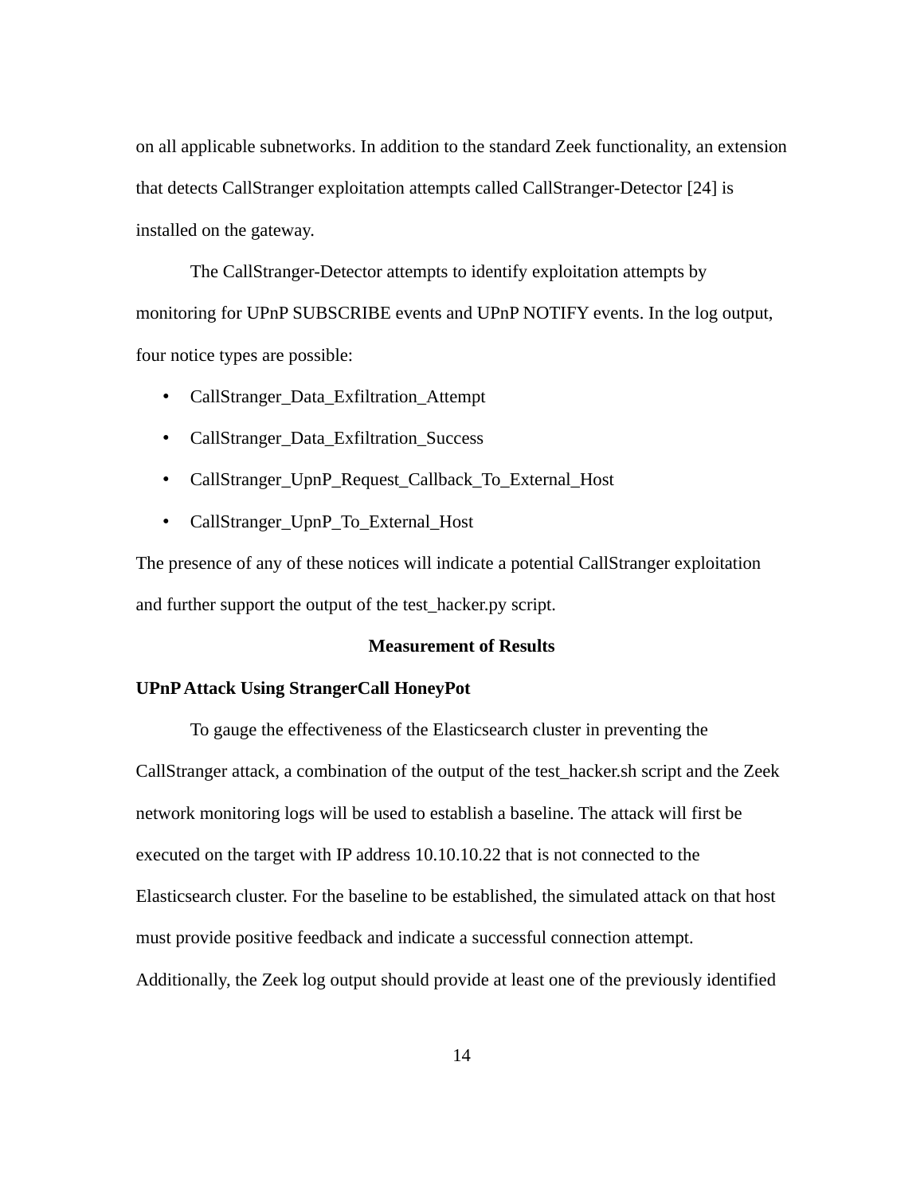on all applicable subnetworks. In addition to the standard Zeek functionality, an extension that detects CallStranger exploitation attempts called CallStranger-Detector [24] is installed on the gateway.

The CallStranger-Detector attempts to identify exploitation attempts by monitoring for UPnP SUBSCRIBE events and UPnP NOTIFY events. In the log output, four notice types are possible:

- CallStranger_Data_Exfiltration_Attempt
- CallStranger_Data_Exfiltration_Success
- CallStranger_UpnP_Request_Callback_To_External_Host
- CallStranger_UpnP_To_External_Host

The presence of any of these notices will indicate a potential CallStranger exploitation and further support the output of the test_hacker.py script.

## Measurement of Results

### UPnP Attack Using StrangerCall HoneyPot

To gauge the effectiveness of the Elasticsearch cluster in preventing the CallStranger attack, a combination of the output of the test_hacker.sh script and the Zeek network monitoring logs will be used to establish a baseline. The attack will first be executed on the target with IP address 10.10.10.22 that is not connected to the Elasticsearch cluster. For the baseline to be established, the simulated attack on that host must provide positive feedback and indicate a successful connection attempt. Additionally, the Zeek log output should provide at least one of the previously identified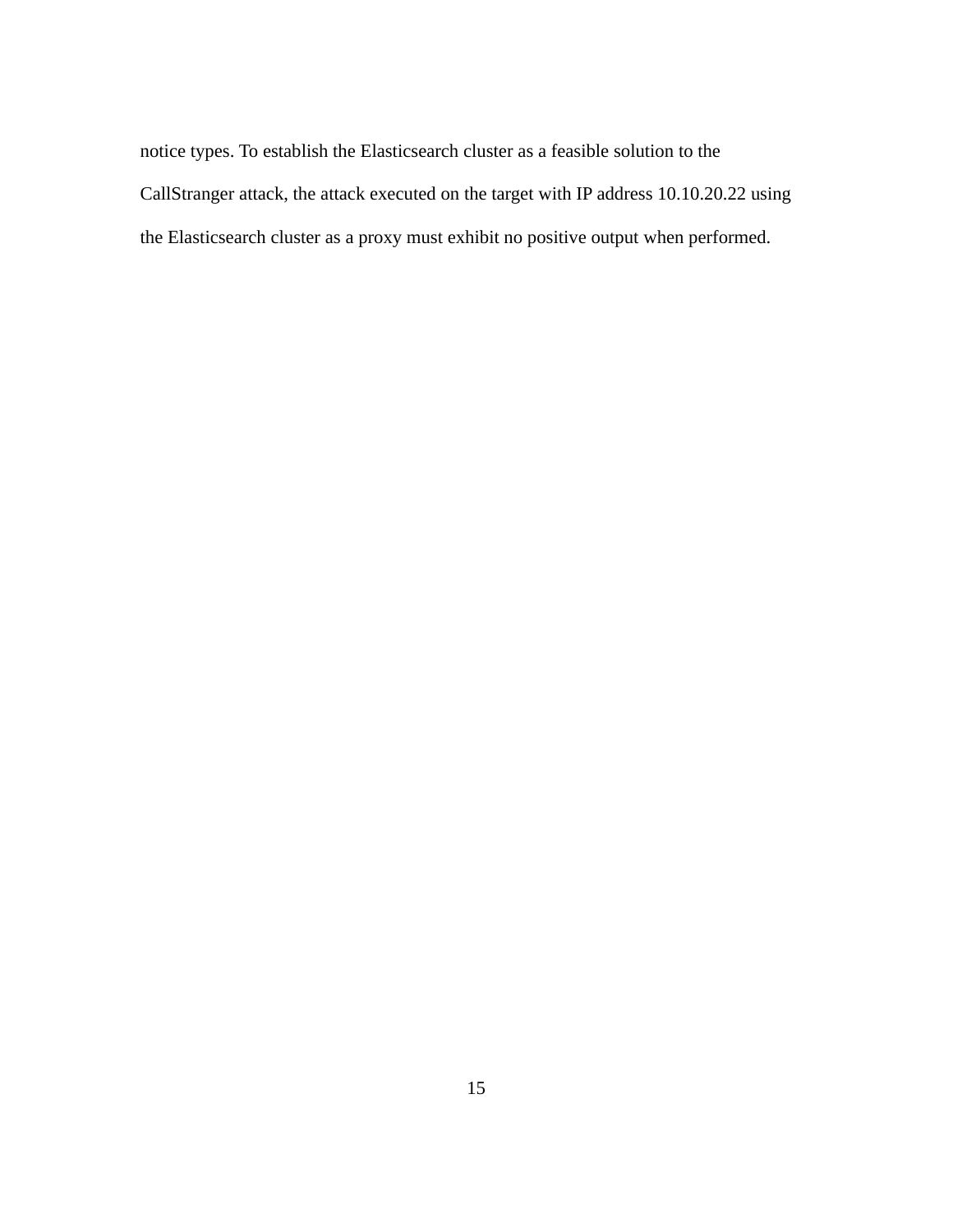notice types. To establish the Elasticsearch cluster as a feasible solution to the CallStranger attack, the attack executed on the target with IP address 10.10.20.22 using the Elasticsearch cluster as a proxy must exhibit no positive output when performed.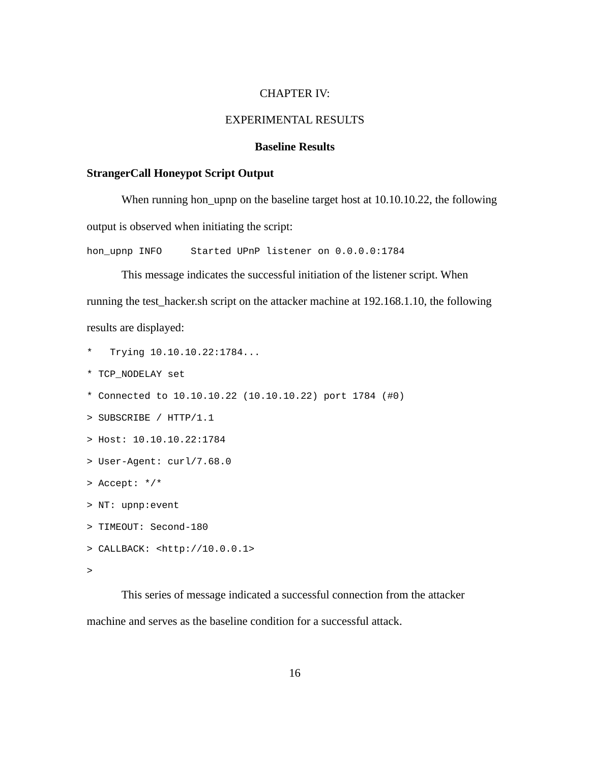# CHAPTER IV:

# EXPERIMENTAL RESULTS

## Baseline Results

### StrangerCall Honeypot Script Output

When running hon_upnp on the baseline target host at 10.10.10.22, the following output is observed when initiating the script:

```
hon_upnp INFO     Started UPnP listener on 0.0.0.0:1784
```

This message indicates the successful initiation of the listener script. When running the test_hacker.sh script on the attacker machine at 192.168.1.10, the following results are displayed:

```
*   Trying 10.10.10.22:1784...
* TCP_NODELAY set
* Connected to 10.10.10.22 (10.10.10.22) port 1784 (#0)
> SUBSCRIBE / HTTP/1.1
> Host: 10.10.10.22:1784
> User-Agent: curl/7.68.0
> Accept: */*
> NT: upnp:event
> TIMEOUT: Second-180
> CALLBACK: <http://10.0.0.1>
>
```

This series of message indicated a successful connection from the attacker machine and serves as the baseline condition for a successful attack.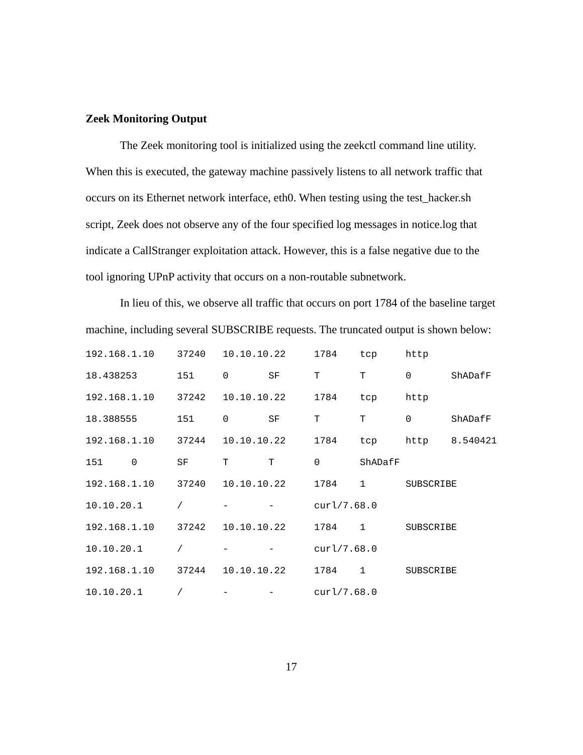**Zeek Monitoring Output**

The Zeek monitoring tool is initialized using the zeekctl command line utility. When this is executed, the gateway machine passively listens to all network traffic that occurs on its Ethernet network interface, eth0. When testing using the test_hacker.sh script, Zeek does not observe any of the four specified log messages in notice.log that indicate a CallStranger exploitation attack. However, this is a false negative due to the tool ignoring UPnP activity that occurs on a non-routable subnetwork.

In lieu of this, we observe all traffic that occurs on port 1784 of the baseline target machine, including several SUBSCRIBE requests. The truncated output is shown below:

```
192.168.1.10    37240   10.10.10.22     1784    tcp     http
18.438253       151     0       SF      T       T       0       ShADafF
192.168.1.10    37242   10.10.10.22     1784    tcp     http
18.388555       151     0       SF      T       T       0       ShADafF
192.168.1.10    37244   10.10.10.22     1784    tcp     http    8.540421
151     0       SF      T       T       0       ShADafF
192.168.1.10    37240   10.10.10.22     1784    1       SUBSCRIBE
10.10.20.1      /       -       -       curl/7.68.0
192.168.1.10    37242   10.10.10.22     1784    1       SUBSCRIBE
10.10.20.1      /       -       -       curl/7.68.0
192.168.1.10    37244   10.10.10.22     1784    1       SUBSCRIBE
10.10.20.1      /       -       -       curl/7.68.0
```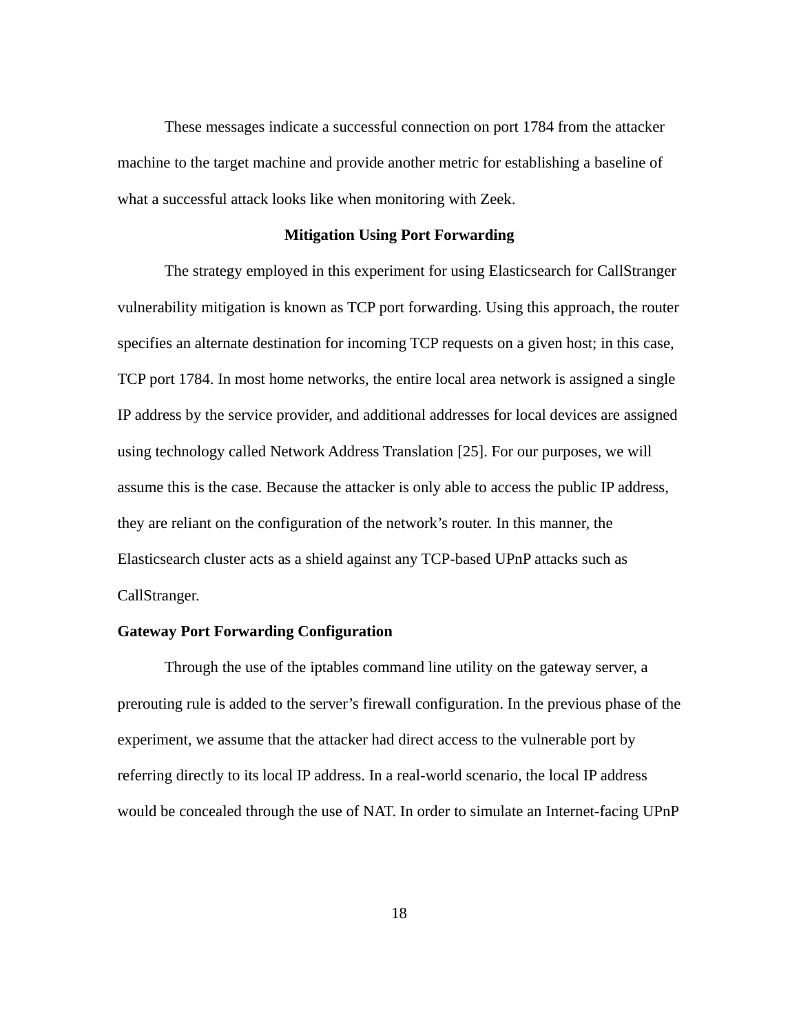These messages indicate a successful connection on port 1784 from the attacker machine to the target machine and provide another metric for establishing a baseline of what a successful attack looks like when monitoring with Zeek.

## Mitigation Using Port Forwarding

The strategy employed in this experiment for using Elasticsearch for CallStranger vulnerability mitigation is known as TCP port forwarding. Using this approach, the router specifies an alternate destination for incoming TCP requests on a given host; in this case, TCP port 1784. In most home networks, the entire local area network is assigned a single IP address by the service provider, and additional addresses for local devices are assigned using technology called Network Address Translation [25]. For our purposes, we will assume this is the case. Because the attacker is only able to access the public IP address, they are reliant on the configuration of the network's router. In this manner, the Elasticsearch cluster acts as a shield against any TCP-based UPnP attacks such as CallStranger.

### Gateway Port Forwarding Configuration

Through the use of the iptables command line utility on the gateway server, a prerouting rule is added to the server's firewall configuration. In the previous phase of the experiment, we assume that the attacker had direct access to the vulnerable port by referring directly to its local IP address. In a real-world scenario, the local IP address would be concealed through the use of NAT. In order to simulate an Internet-facing UPnP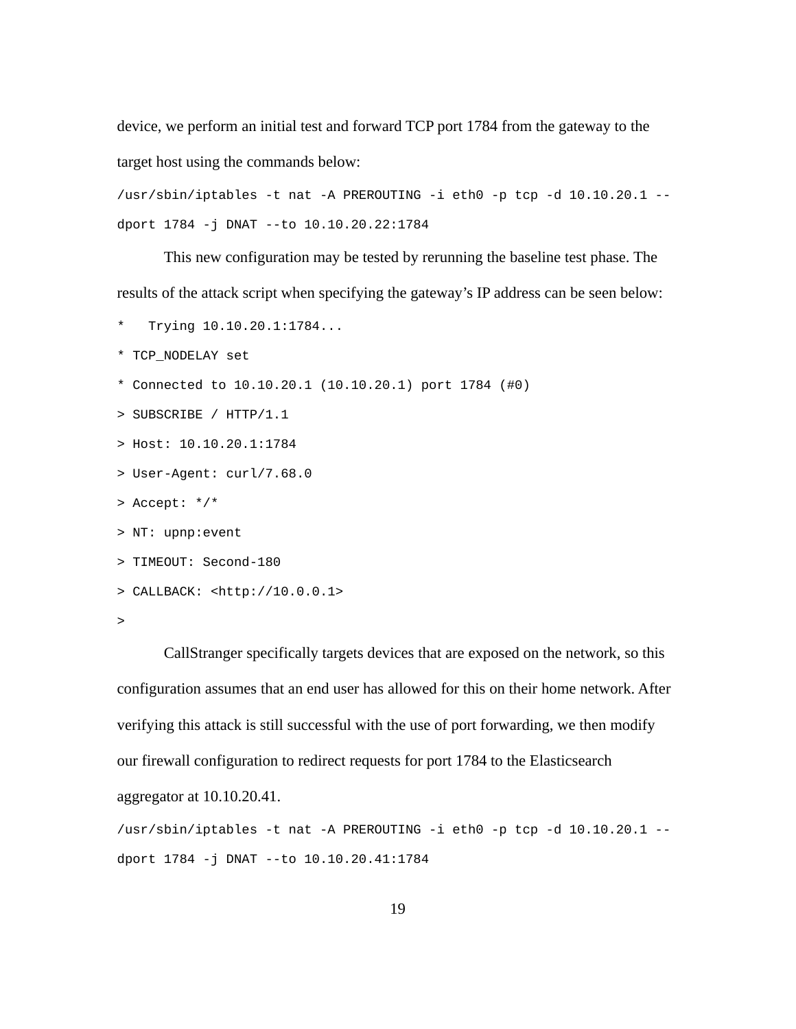device, we perform an initial test and forward TCP port 1784 from the gateway to the target host using the commands below:

```
/usr/sbin/iptables -t nat -A PREROUTING -i eth0 -p tcp -d 10.10.20.1 --dport 1784 -j DNAT --to 10.10.20.22:1784
```

This new configuration may be tested by rerunning the baseline test phase. The results of the attack script when specifying the gateway's IP address can be seen below:

```
*   Trying 10.10.20.1:1784...
* TCP_NODELAY set
* Connected to 10.10.20.1 (10.10.20.1) port 1784 (#0)
> SUBSCRIBE / HTTP/1.1
> Host: 10.10.20.1:1784
> User-Agent: curl/7.68.0
> Accept: */*
> NT: upnp:event
> TIMEOUT: Second-180
> CALLBACK: <http://10.0.0.1>
>
```

CallStranger specifically targets devices that are exposed on the network, so this configuration assumes that an end user has allowed for this on their home network. After verifying this attack is still successful with the use of port forwarding, we then modify our firewall configuration to redirect requests for port 1784 to the Elasticsearch aggregator at 10.10.20.41.

```
/usr/sbin/iptables -t nat -A PREROUTING -i eth0 -p tcp -d 10.10.20.1 --dport 1784 -j DNAT --to 10.10.20.41:1784
```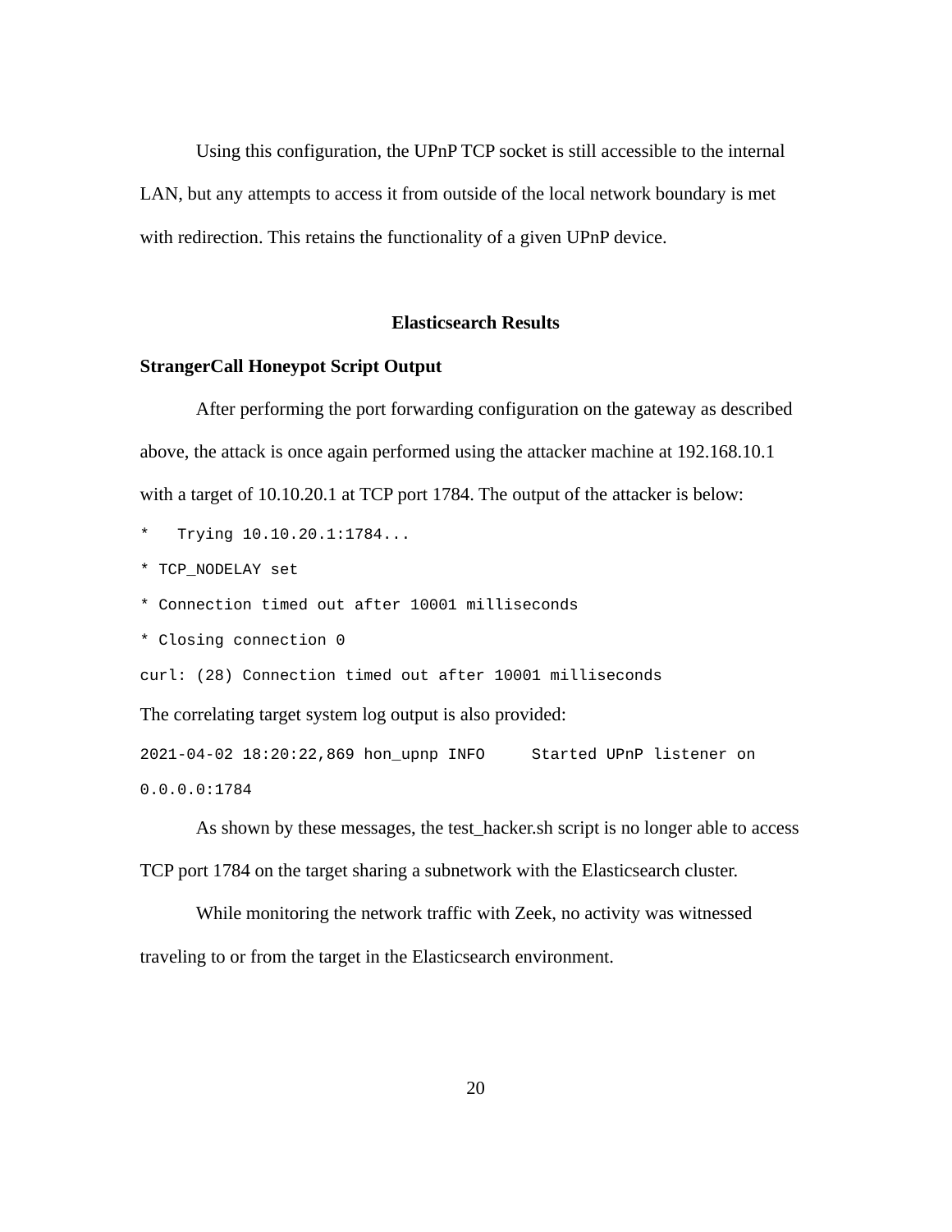Using this configuration, the UPnP TCP socket is still accessible to the internal LAN, but any attempts to access it from outside of the local network boundary is met with redirection. This retains the functionality of a given UPnP device.

## Elasticsearch Results

### StrangerCall Honeypot Script Output

After performing the port forwarding configuration on the gateway as described above, the attack is once again performed using the attacker machine at 192.168.10.1 with a target of 10.10.20.1 at TCP port 1784. The output of the attacker is below:

```
*   Trying 10.10.20.1:1784...
* TCP_NODELAY set
* Connection timed out after 10001 milliseconds
* Closing connection 0
curl: (28) Connection timed out after 10001 milliseconds
```

The correlating target system log output is also provided:

```
2021-04-02 18:20:22,869 hon_upnp INFO     Started UPnP listener on
0.0.0.0:1784
```

As shown by these messages, the test_hacker.sh script is no longer able to access TCP port 1784 on the target sharing a subnetwork with the Elasticsearch cluster.

While monitoring the network traffic with Zeek, no activity was witnessed traveling to or from the target in the Elasticsearch environment.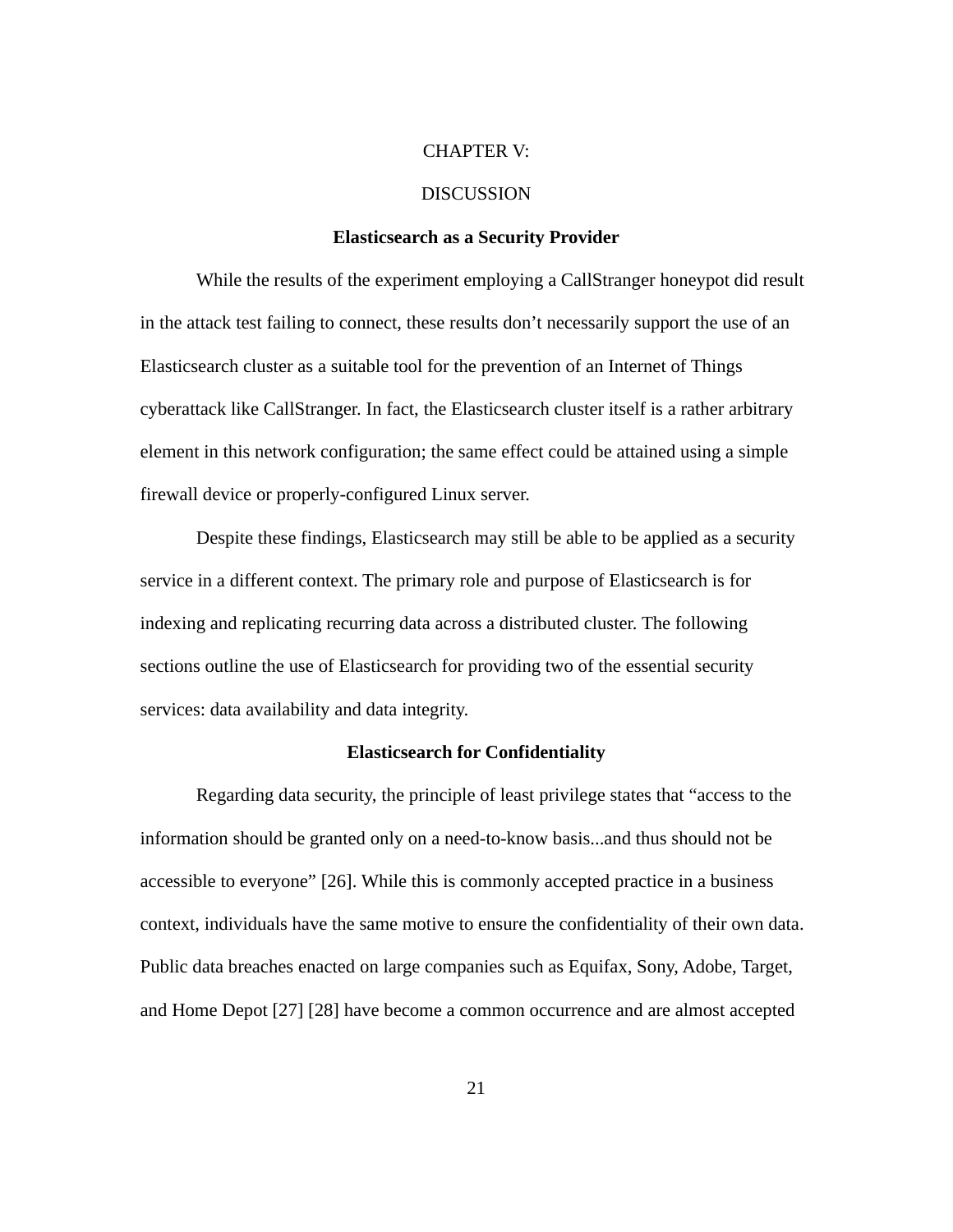# CHAPTER V:

# DISCUSSION

## Elasticsearch as a Security Provider

While the results of the experiment employing a CallStranger honeypot did result in the attack test failing to connect, these results don't necessarily support the use of an Elasticsearch cluster as a suitable tool for the prevention of an Internet of Things cyberattack like CallStranger. In fact, the Elasticsearch cluster itself is a rather arbitrary element in this network configuration; the same effect could be attained using a simple firewall device or properly-configured Linux server.

Despite these findings, Elasticsearch may still be able to be applied as a security service in a different context. The primary role and purpose of Elasticsearch is for indexing and replicating recurring data across a distributed cluster. The following sections outline the use of Elasticsearch for providing two of the essential security services: data availability and data integrity.

## Elasticsearch for Confidentiality

Regarding data security, the principle of least privilege states that "access to the information should be granted only on a need-to-know basis...and thus should not be accessible to everyone" [26]. While this is commonly accepted practice in a business context, individuals have the same motive to ensure the confidentiality of their own data. Public data breaches enacted on large companies such as Equifax, Sony, Adobe, Target, and Home Depot [27] [28] have become a common occurrence and are almost accepted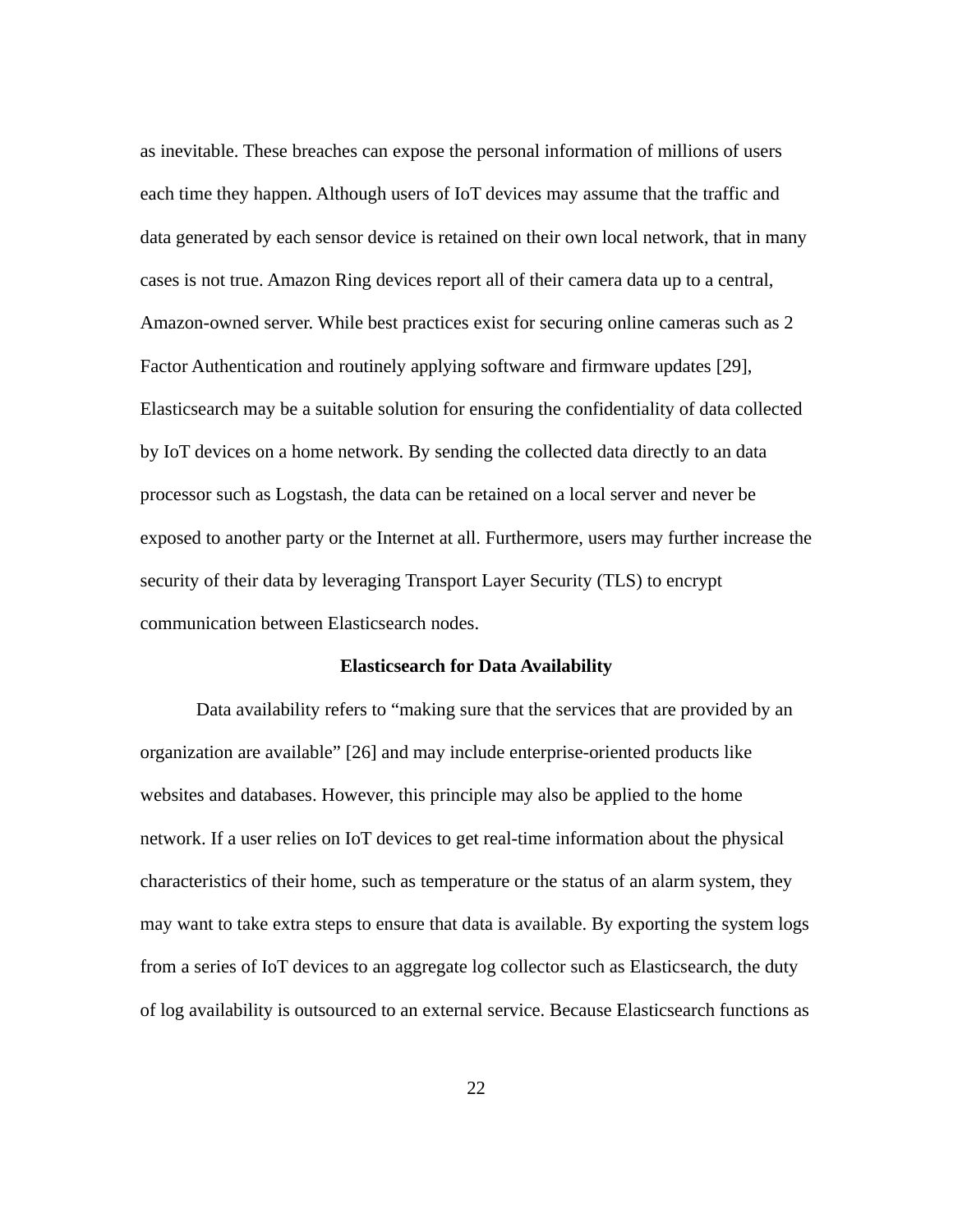as inevitable. These breaches can expose the personal information of millions of users each time they happen. Although users of IoT devices may assume that the traffic and data generated by each sensor device is retained on their own local network, that in many cases is not true. Amazon Ring devices report all of their camera data up to a central, Amazon-owned server. While best practices exist for securing online cameras such as 2 Factor Authentication and routinely applying software and firmware updates [29], Elasticsearch may be a suitable solution for ensuring the confidentiality of data collected by IoT devices on a home network. By sending the collected data directly to an data processor such as Logstash, the data can be retained on a local server and never be exposed to another party or the Internet at all. Furthermore, users may further increase the security of their data by leveraging Transport Layer Security (TLS) to encrypt communication between Elasticsearch nodes.

### Elasticsearch for Data Availability

Data availability refers to "making sure that the services that are provided by an organization are available" [26] and may include enterprise-oriented products like websites and databases. However, this principle may also be applied to the home network. If a user relies on IoT devices to get real-time information about the physical characteristics of their home, such as temperature or the status of an alarm system, they may want to take extra steps to ensure that data is available. By exporting the system logs from a series of IoT devices to an aggregate log collector such as Elasticsearch, the duty of log availability is outsourced to an external service. Because Elasticsearch functions as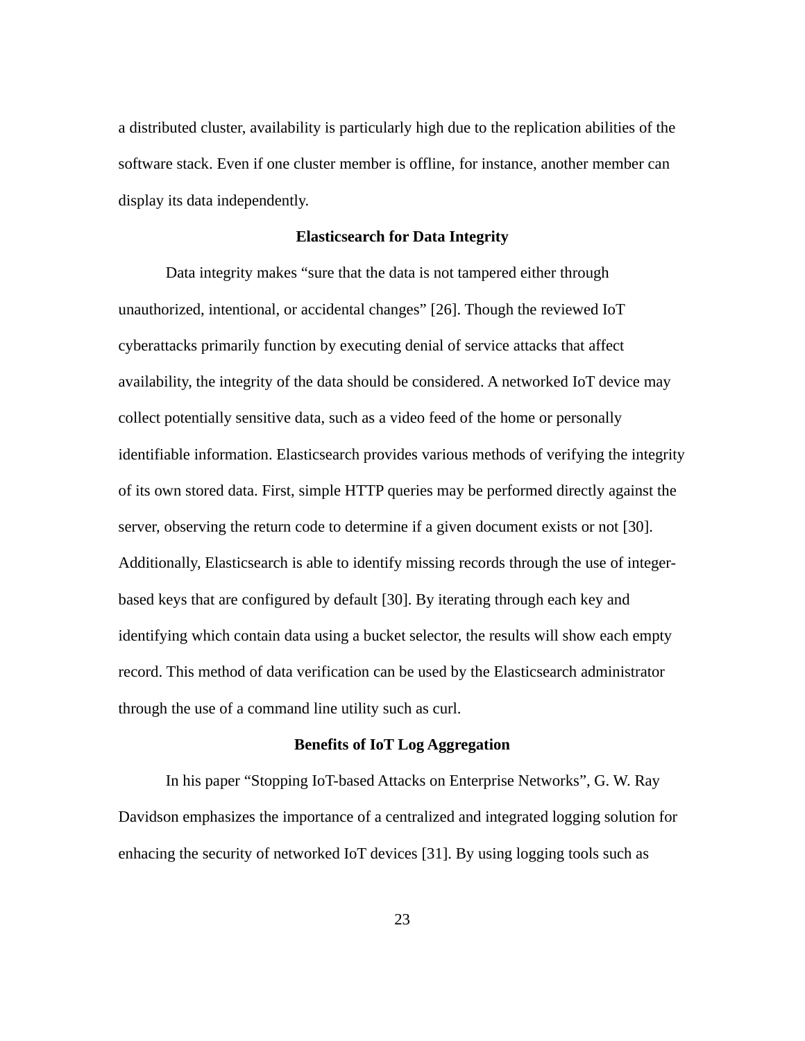a distributed cluster, availability is particularly high due to the replication abilities of the software stack. Even if one cluster member is offline, for instance, another member can display its data independently.

## Elasticsearch for Data Integrity

Data integrity makes "sure that the data is not tampered either through unauthorized, intentional, or accidental changes" [26]. Though the reviewed IoT cyberattacks primarily function by executing denial of service attacks that affect availability, the integrity of the data should be considered. A networked IoT device may collect potentially sensitive data, such as a video feed of the home or personally identifiable information. Elasticsearch provides various methods of verifying the integrity of its own stored data. First, simple HTTP queries may be performed directly against the server, observing the return code to determine if a given document exists or not [30]. Additionally, Elasticsearch is able to identify missing records through the use of integer-based keys that are configured by default [30]. By iterating through each key and identifying which contain data using a bucket selector, the results will show each empty record. This method of data verification can be used by the Elasticsearch administrator through the use of a command line utility such as curl.

## Benefits of IoT Log Aggregation

In his paper "Stopping IoT-based Attacks on Enterprise Networks", G. W. Ray Davidson emphasizes the importance of a centralized and integrated logging solution for enhacing the security of networked IoT devices [31]. By using logging tools such as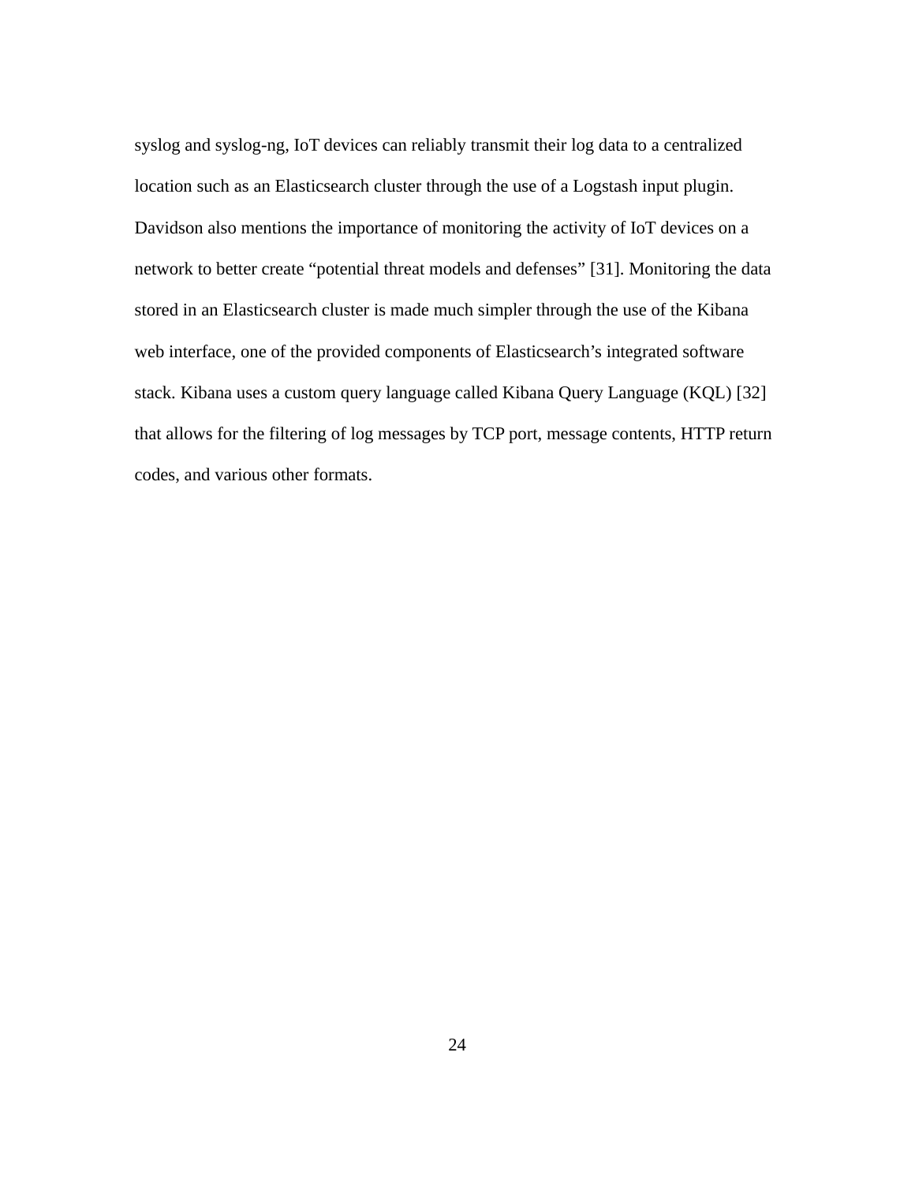syslog and syslog-ng, IoT devices can reliably transmit their log data to a centralized location such as an Elasticsearch cluster through the use of a Logstash input plugin. Davidson also mentions the importance of monitoring the activity of IoT devices on a network to better create “potential threat models and defenses” [31]. Monitoring the data stored in an Elasticsearch cluster is made much simpler through the use of the Kibana web interface, one of the provided components of Elasticsearch’s integrated software stack. Kibana uses a custom query language called Kibana Query Language (KQL) [32] that allows for the filtering of log messages by TCP port, message contents, HTTP return codes, and various other formats.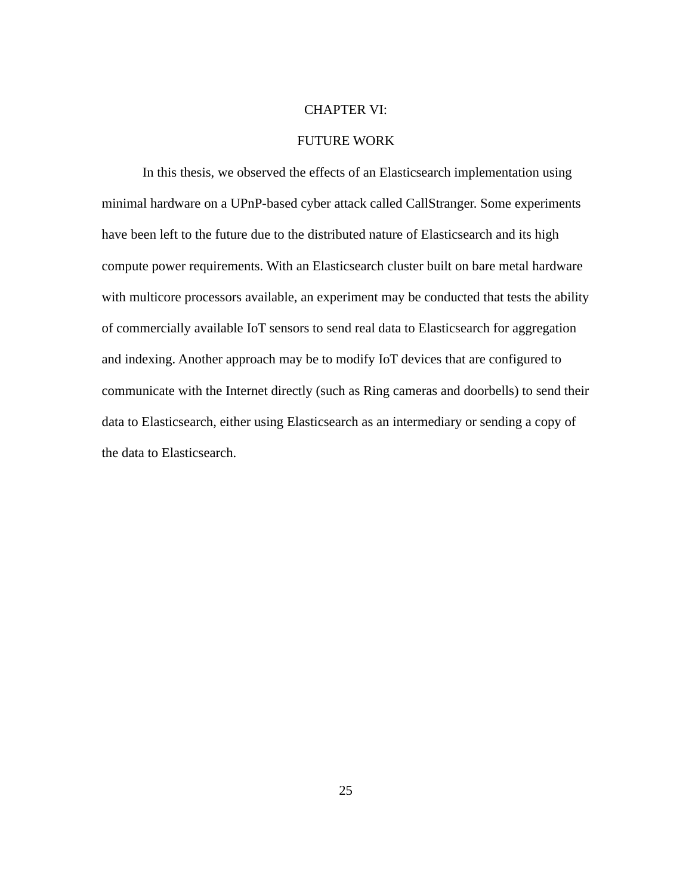# CHAPTER VI:

# FUTURE WORK

In this thesis, we observed the effects of an Elasticsearch implementation using minimal hardware on a UPnP-based cyber attack called CallStranger. Some experiments have been left to the future due to the distributed nature of Elasticsearch and its high compute power requirements. With an Elasticsearch cluster built on bare metal hardware with multicore processors available, an experiment may be conducted that tests the ability of commercially available IoT sensors to send real data to Elasticsearch for aggregation and indexing. Another approach may be to modify IoT devices that are configured to communicate with the Internet directly (such as Ring cameras and doorbells) to send their data to Elasticsearch, either using Elasticsearch as an intermediary or sending a copy of the data to Elasticsearch.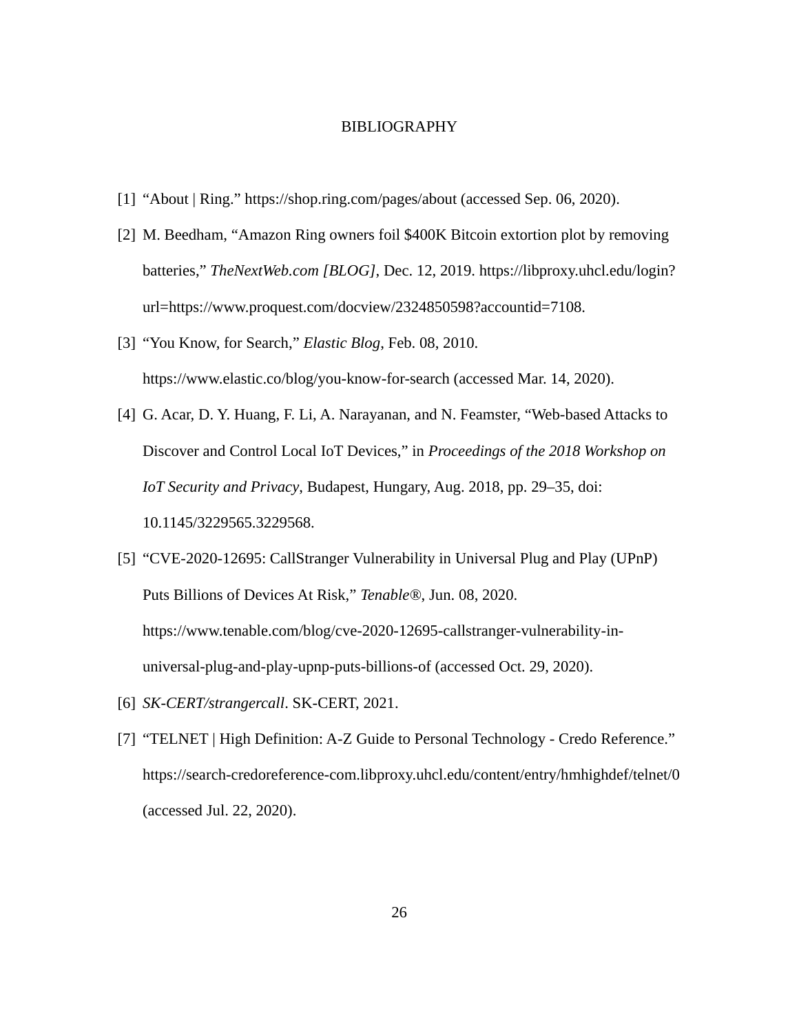# BIBLIOGRAPHY

[1] "About | Ring." https://shop.ring.com/pages/about (accessed Sep. 06, 2020).

[2] M. Beedham, "Amazon Ring owners foil $400K Bitcoin extortion plot by removing batteries," *TheNextWeb.com [BLOG]*, Dec. 12, 2019. https://libproxy.uhcl.edu/login?url=https://www.proquest.com/docview/2324850598?accountid=7108.

[3] "You Know, for Search," *Elastic Blog*, Feb. 08, 2010. https://www.elastic.co/blog/you-know-for-search (accessed Mar. 14, 2020).

[4] G. Acar, D. Y. Huang, F. Li, A. Narayanan, and N. Feamster, "Web-based Attacks to Discover and Control Local IoT Devices," in *Proceedings of the 2018 Workshop on IoT Security and Privacy*, Budapest, Hungary, Aug. 2018, pp. 29–35, doi: 10.1145/3229565.3229568.

[5] "CVE-2020-12695: CallStranger Vulnerability in Universal Plug and Play (UPnP) Puts Billions of Devices At Risk," *Tenable®*, Jun. 08, 2020. https://www.tenable.com/blog/cve-2020-12695-callstranger-vulnerability-in-universal-plug-and-play-upnp-puts-billions-of (accessed Oct. 29, 2020).

[6] *SK-CERT/strangercall*. SK-CERT, 2021.

[7] "TELNET | High Definition: A-Z Guide to Personal Technology - Credo Reference." https://search-credoreference-com.libproxy.uhcl.edu/content/entry/hmhighdef/telnet/0 (accessed Jul. 22, 2020).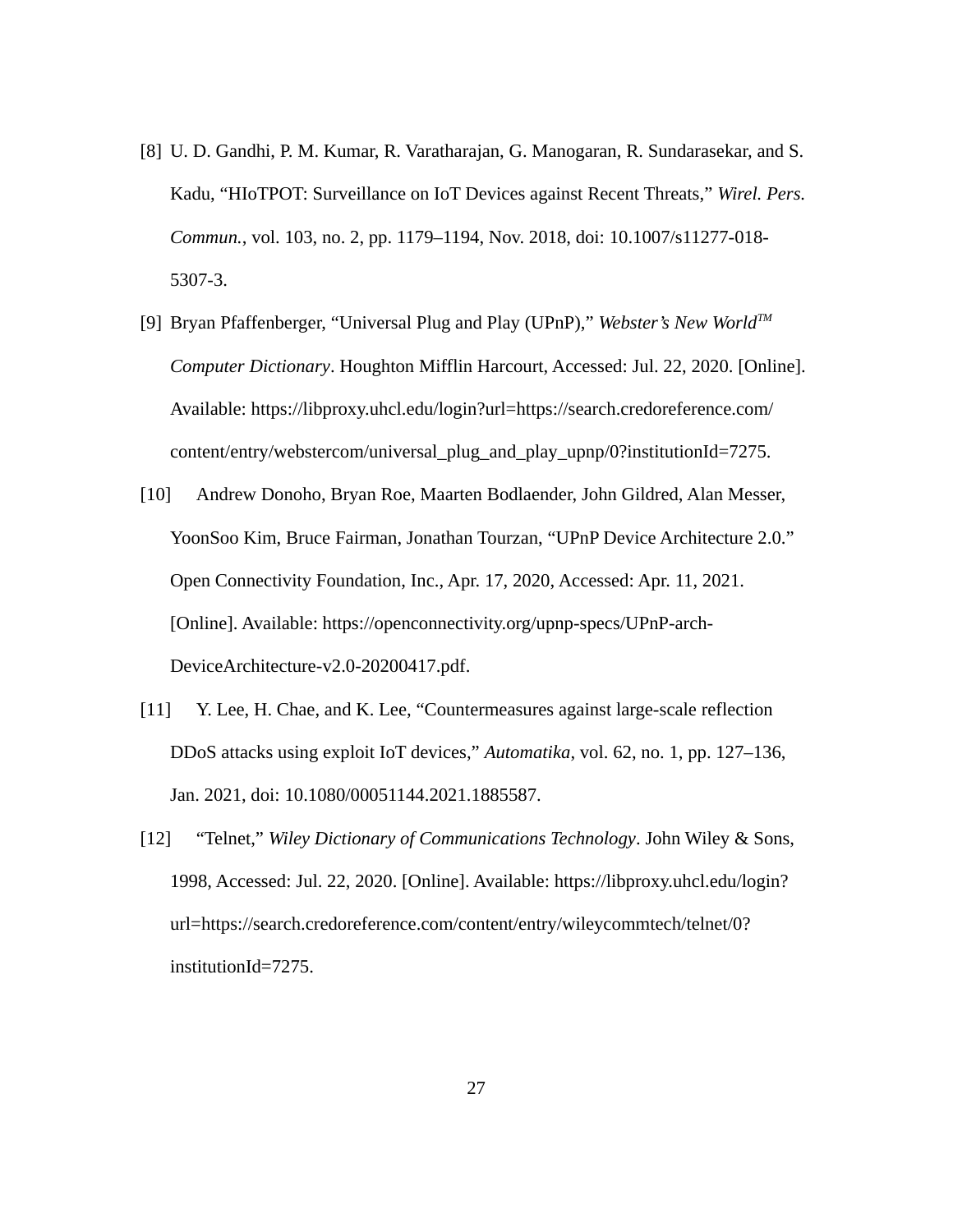[8] U. D. Gandhi, P. M. Kumar, R. Varatharajan, G. Manogaran, R. Sundarasekar, and S. Kadu, "HIoTPOT: Surveillance on IoT Devices against Recent Threats," *Wirel. Pers. Commun.*, vol. 103, no. 2, pp. 1179–1194, Nov. 2018, doi: 10.1007/s11277-018-5307-3.

[9] Bryan Pfaffenberger, "Universal Plug and Play (UPnP)," *Webster's New World™ Computer Dictionary*. Houghton Mifflin Harcourt, Accessed: Jul. 22, 2020. [Online]. Available: https://libproxy.uhcl.edu/login?url=https://search.credoreference.com/content/entry/webstercom/universal_plug_and_play_upnp/0?institutionId=7275.

[10] Andrew Donoho, Bryan Roe, Maarten Bodlaender, John Gildred, Alan Messer, YoonSoo Kim, Bruce Fairman, Jonathan Tourzan, "UPnP Device Architecture 2.0." Open Connectivity Foundation, Inc., Apr. 17, 2020, Accessed: Apr. 11, 2021. [Online]. Available: https://openconnectivity.org/upnp-specs/UPnP-arch-DeviceArchitecture-v2.0-20200417.pdf.

[11] Y. Lee, H. Chae, and K. Lee, "Countermeasures against large-scale reflection DDoS attacks using exploit IoT devices," *Automatika*, vol. 62, no. 1, pp. 127–136, Jan. 2021, doi: 10.1080/00051144.2021.1885587.

[12] "Telnet," *Wiley Dictionary of Communications Technology*. John Wiley & Sons, 1998, Accessed: Jul. 22, 2020. [Online]. Available: https://libproxy.uhcl.edu/login?url=https://search.credoreference.com/content/entry/wileycommtech/telnet/0?institutionId=7275.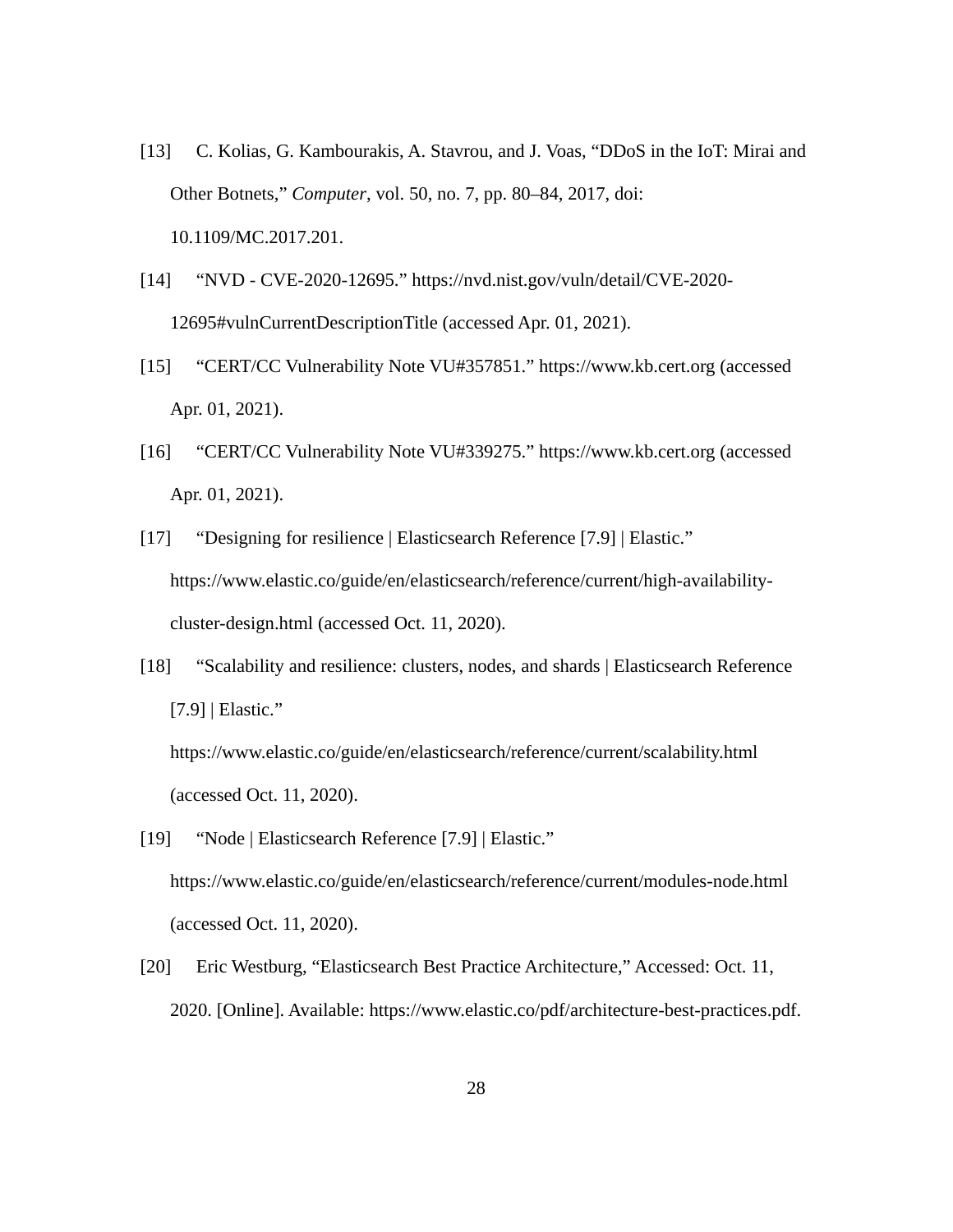[13] C. Kolias, G. Kambourakis, A. Stavrou, and J. Voas, “DDoS in the IoT: Mirai and Other Botnets,” *Computer*, vol. 50, no. 7, pp. 80–84, 2017, doi: 10.1109/MC.2017.201.

[14] “NVD - CVE-2020-12695.” https://nvd.nist.gov/vuln/detail/CVE-2020-12695#vulnCurrentDescriptionTitle (accessed Apr. 01, 2021).

[15] “CERT/CC Vulnerability Note VU#357851.” https://www.kb.cert.org (accessed Apr. 01, 2021).

[16] “CERT/CC Vulnerability Note VU#339275.” https://www.kb.cert.org (accessed Apr. 01, 2021).

[17] “Designing for resilience | Elasticsearch Reference [7.9] | Elastic.” https://www.elastic.co/guide/en/elasticsearch/reference/current/high-availability-cluster-design.html (accessed Oct. 11, 2020).

[18] “Scalability and resilience: clusters, nodes, and shards | Elasticsearch Reference [7.9] | Elastic.” https://www.elastic.co/guide/en/elasticsearch/reference/current/scalability.html (accessed Oct. 11, 2020).

[19] “Node | Elasticsearch Reference [7.9] | Elastic.” https://www.elastic.co/guide/en/elasticsearch/reference/current/modules-node.html (accessed Oct. 11, 2020).

[20] Eric Westburg, “Elasticsearch Best Practice Architecture,” Accessed: Oct. 11, 2020. [Online]. Available: https://www.elastic.co/pdf/architecture-best-practices.pdf.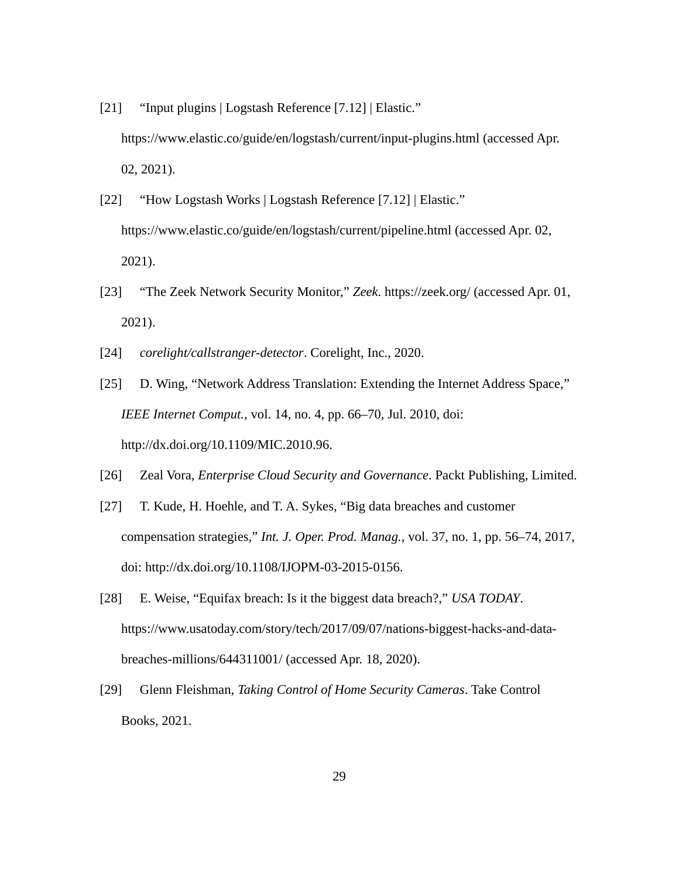[21] "Input plugins | Logstash Reference [7.12] | Elastic." https://www.elastic.co/guide/en/logstash/current/input-plugins.html (accessed Apr. 02, 2021).

[22] "How Logstash Works | Logstash Reference [7.12] | Elastic." https://www.elastic.co/guide/en/logstash/current/pipeline.html (accessed Apr. 02, 2021).

[23] "The Zeek Network Security Monitor," *Zeek*. https://zeek.org/ (accessed Apr. 01, 2021).

[24] *corelight/callstranger-detector*. Corelight, Inc., 2020.

[25] D. Wing, "Network Address Translation: Extending the Internet Address Space," *IEEE Internet Comput.*, vol. 14, no. 4, pp. 66–70, Jul. 2010, doi: http://dx.doi.org/10.1109/MIC.2010.96.

[26] Zeal Vora, *Enterprise Cloud Security and Governance*. Packt Publishing, Limited.

[27] T. Kude, H. Hoehle, and T. A. Sykes, "Big data breaches and customer compensation strategies," *Int. J. Oper. Prod. Manag.*, vol. 37, no. 1, pp. 56–74, 2017, doi: http://dx.doi.org/10.1108/IJOPM-03-2015-0156.

[28] E. Weise, "Equifax breach: Is it the biggest data breach?," *USA TODAY*. https://www.usatoday.com/story/tech/2017/09/07/nations-biggest-hacks-and-data-breaches-millions/644311001/ (accessed Apr. 18, 2020).

[29] Glenn Fleishman, *Taking Control of Home Security Cameras*. Take Control Books, 2021.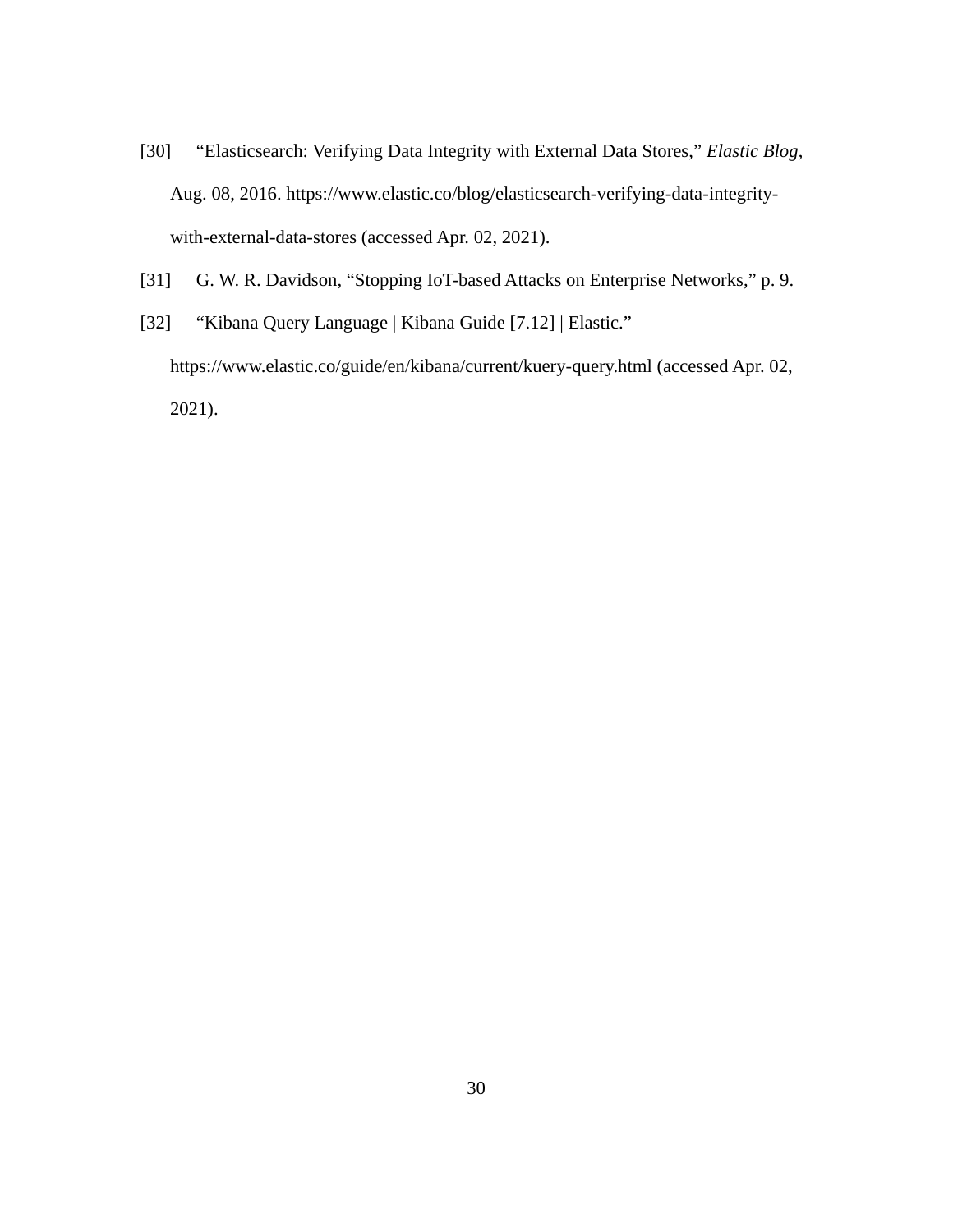[30] "Elasticsearch: Verifying Data Integrity with External Data Stores," *Elastic Blog*, Aug. 08, 2016. https://www.elastic.co/blog/elasticsearch-verifying-data-integrity-with-external-data-stores (accessed Apr. 02, 2021).

[31] G. W. R. Davidson, "Stopping IoT-based Attacks on Enterprise Networks," p. 9.

[32] "Kibana Query Language | Kibana Guide [7.12] | Elastic." https://www.elastic.co/guide/en/kibana/current/kuery-query.html (accessed Apr. 02, 2021).